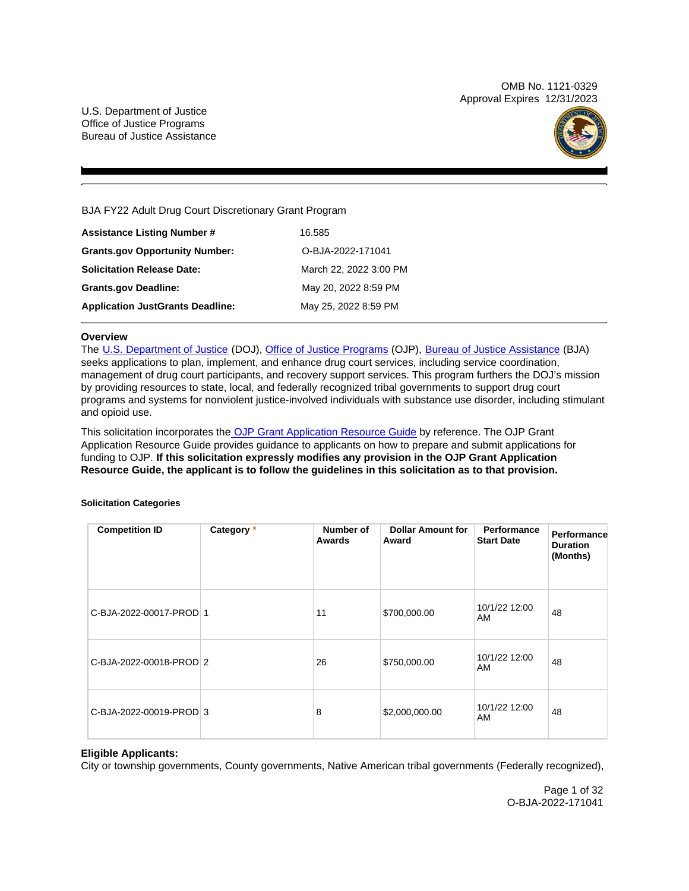OMB No. 1121-0329
Approval Expires 12/31/2023

U.S. Department of Justice
Office of Justice Programs
Bureau of Justice Assistance

BJA FY22 Adult Drug Court Discretionary Grant Program

| | |
|---|---|
| **Assistance Listing Number #** | 16.585 |
| **Grants.gov Opportunity Number:** | O-BJA-2022-171041 |
| **Solicitation Release Date:** | March 22, 2022 3:00 PM |
| **Grants.gov Deadline:** | May 20, 2022 8:59 PM |
| **Application JustGrants Deadline:** | May 25, 2022 8:59 PM |

## Overview

The U.S. Department of Justice (DOJ), Office of Justice Programs (OJP), Bureau of Justice Assistance (BJA) seeks applications to plan, implement, and enhance drug court services, including service coordination, management of drug court participants, and recovery support services. This program furthers the DOJ's mission by providing resources to state, local, and federally recognized tribal governments to support drug court programs and systems for nonviolent justice-involved individuals with substance use disorder, including stimulant and opioid use.

This solicitation incorporates the OJP Grant Application Resource Guide by reference. The OJP Grant Application Resource Guide provides guidance to applicants on how to prepare and submit applications for funding to OJP. **If this solicitation expressly modifies any provision in the OJP Grant Application Resource Guide, the applicant is to follow the guidelines in this solicitation as to that provision.**

#### Solicitation Categories

| Competition ID | Category * | Number of Awards | Dollar Amount for Award | Performance Start Date | Performance Duration (Months) |
|---|---|---|---|---|---|
| C-BJA-2022-00017-PROD | 1 | 11 | $700,000.00 | 10/1/22 12:00 AM | 48 |
| C-BJA-2022-00018-PROD | 2 | 26 | $750,000.00 | 10/1/22 12:00 AM | 48 |
| C-BJA-2022-00019-PROD | 3 | 8 | $2,000,000.00 | 10/1/22 12:00 AM | 48 |

**Eligible Applicants:**

City or township governments, County governments, Native American tribal governments (Federally recognized),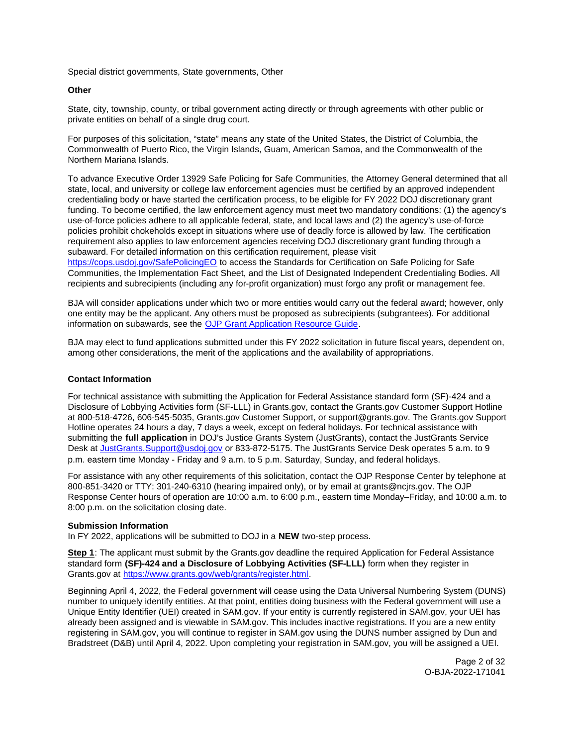Special district governments, State governments, Other

**Other**

State, city, township, county, or tribal government acting directly or through agreements with other public or private entities on behalf of a single drug court.

For purposes of this solicitation, "state" means any state of the United States, the District of Columbia, the Commonwealth of Puerto Rico, the Virgin Islands, Guam, American Samoa, and the Commonwealth of the Northern Mariana Islands.

To advance Executive Order 13929 Safe Policing for Safe Communities, the Attorney General determined that all state, local, and university or college law enforcement agencies must be certified by an approved independent credentialing body or have started the certification process, to be eligible for FY 2022 DOJ discretionary grant funding. To become certified, the law enforcement agency must meet two mandatory conditions: (1) the agency's use-of-force policies adhere to all applicable federal, state, and local laws and (2) the agency's use-of-force policies prohibit chokeholds except in situations where use of deadly force is allowed by law. The certification requirement also applies to law enforcement agencies receiving DOJ discretionary grant funding through a subaward. For detailed information on this certification requirement, please visit [https://cops.usdoj.gov/SafePolicingEO](https://cops.usdoj.gov/SafePolicingEO) to access the Standards for Certification on Safe Policing for Safe Communities, the Implementation Fact Sheet, and the List of Designated Independent Credentialing Bodies. All recipients and subrecipients (including any for-profit organization) must forgo any profit or management fee.

BJA will consider applications under which two or more entities would carry out the federal award; however, only one entity may be the applicant. Any others must be proposed as subrecipients (subgrantees). For additional information on subawards, see the OJP Grant Application Resource Guide.

BJA may elect to fund applications submitted under this FY 2022 solicitation in future fiscal years, dependent on, among other considerations, the merit of the applications and the availability of appropriations.

### Contact Information

For technical assistance with submitting the Application for Federal Assistance standard form (SF)-424 and a Disclosure of Lobbying Activities form (SF-LLL) in Grants.gov, contact the Grants.gov Customer Support Hotline at 800-518-4726, 606-545-5035, Grants.gov Customer Support, or support@grants.gov. The Grants.gov Support Hotline operates 24 hours a day, 7 days a week, except on federal holidays. For technical assistance with submitting the **full application** in DOJ's Justice Grants System (JustGrants), contact the JustGrants Service Desk at JustGrants.Support@usdoj.gov or 833-872-5175. The JustGrants Service Desk operates 5 a.m. to 9 p.m. eastern time Monday - Friday and 9 a.m. to 5 p.m. Saturday, Sunday, and federal holidays.

For assistance with any other requirements of this solicitation, contact the OJP Response Center by telephone at 800-851-3420 or TTY: 301-240-6310 (hearing impaired only), or by email at grants@ncjrs.gov. The OJP Response Center hours of operation are 10:00 a.m. to 6:00 p.m., eastern time Monday–Friday, and 10:00 a.m. to 8:00 p.m. on the solicitation closing date.

### Submission Information

In FY 2022, applications will be submitted to DOJ in a **NEW** two-step process.

**Step 1**: The applicant must submit by the Grants.gov deadline the required Application for Federal Assistance standard form **(SF)-424 and a Disclosure of Lobbying Activities (SF-LLL)** form when they register in Grants.gov at [https://www.grants.gov/web/grants/register.html](https://www.grants.gov/web/grants/register.html).

Beginning April 4, 2022, the Federal government will cease using the Data Universal Numbering System (DUNS) number to uniquely identify entities. At that point, entities doing business with the Federal government will use a Unique Entity Identifier (UEI) created in SAM.gov. If your entity is currently registered in SAM.gov, your UEI has already been assigned and is viewable in SAM.gov. This includes inactive registrations. If you are a new entity registering in SAM.gov, you will continue to register in SAM.gov using the DUNS number assigned by Dun and Bradstreet (D&B) until April 4, 2022. Upon completing your registration in SAM.gov, you will be assigned a UEI.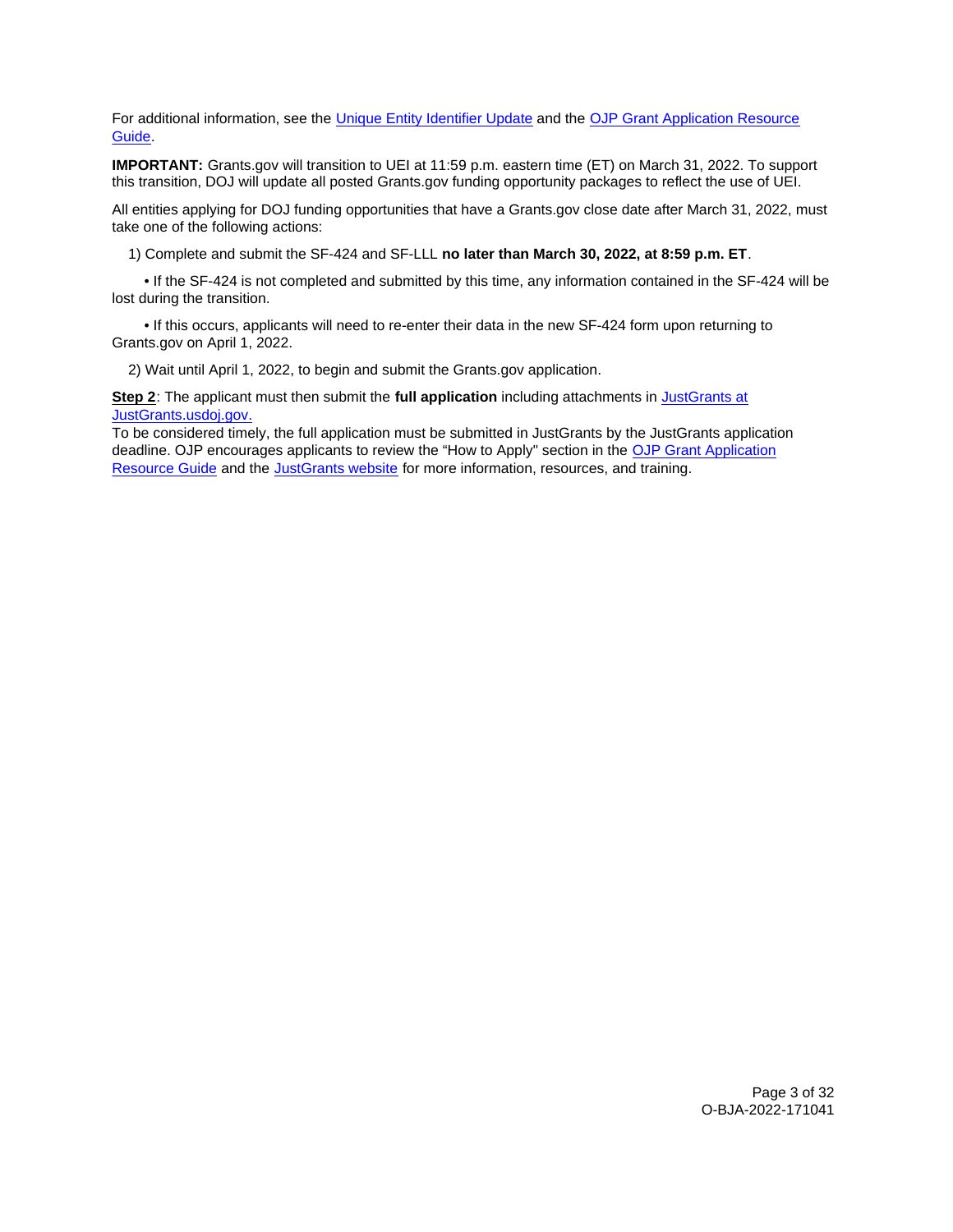For additional information, see the Unique Entity Identifier Update and the OJP Grant Application Resource Guide.

**IMPORTANT:** Grants.gov will transition to UEI at 11:59 p.m. eastern time (ET) on March 31, 2022. To support this transition, DOJ will update all posted Grants.gov funding opportunity packages to reflect the use of UEI.

All entities applying for DOJ funding opportunities that have a Grants.gov close date after March 31, 2022, must take one of the following actions:

1) Complete and submit the SF-424 and SF-LLL **no later than March 30, 2022, at 8:59 p.m. ET**.

   • If the SF-424 is not completed and submitted by this time, any information contained in the SF-424 will be lost during the transition.

   • If this occurs, applicants will need to re-enter their data in the new SF-424 form upon returning to Grants.gov on April 1, 2022.

2) Wait until April 1, 2022, to begin and submit the Grants.gov application.

**Step 2**: The applicant must then submit the **full application** including attachments in JustGrants at JustGrants.usdoj.gov.
To be considered timely, the full application must be submitted in JustGrants by the JustGrants application deadline. OJP encourages applicants to review the "How to Apply" section in the OJP Grant Application Resource Guide and the JustGrants website for more information, resources, and training.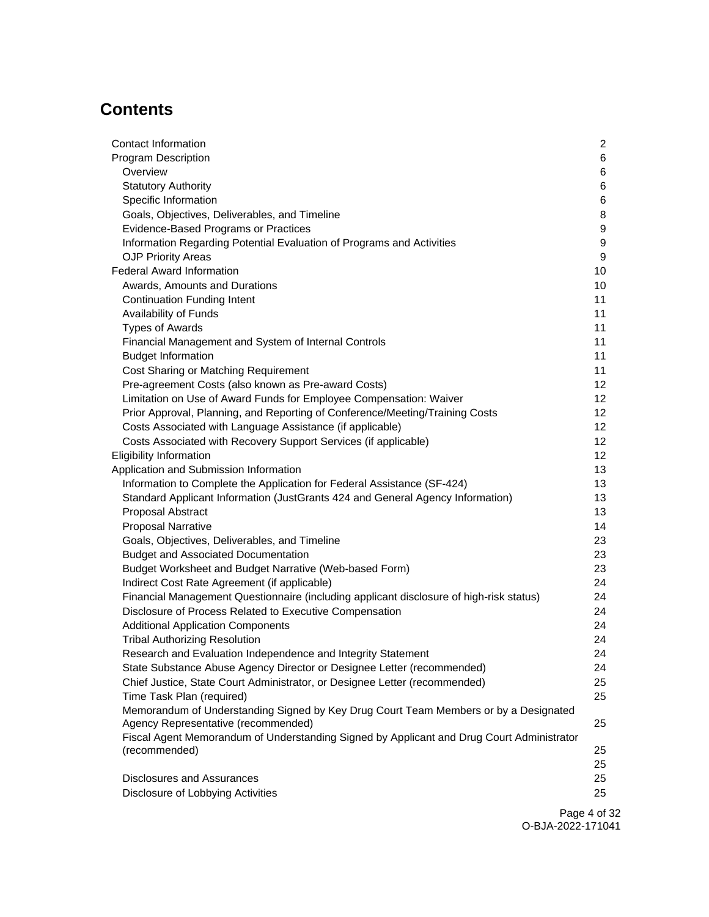# Contents

| | |
|---|---|
| Contact Information | 2 |
| Program Description | 6 |
| &nbsp;&nbsp;Overview | 6 |
| &nbsp;&nbsp;Statutory Authority | 6 |
| &nbsp;&nbsp;Specific Information | 6 |
| &nbsp;&nbsp;Goals, Objectives, Deliverables, and Timeline | 8 |
| &nbsp;&nbsp;Evidence-Based Programs or Practices | 9 |
| &nbsp;&nbsp;Information Regarding Potential Evaluation of Programs and Activities | 9 |
| &nbsp;&nbsp;OJP Priority Areas | 9 |
| Federal Award Information | 10 |
| &nbsp;&nbsp;Awards, Amounts and Durations | 10 |
| &nbsp;&nbsp;Continuation Funding Intent | 11 |
| &nbsp;&nbsp;Availability of Funds | 11 |
| &nbsp;&nbsp;Types of Awards | 11 |
| &nbsp;&nbsp;Financial Management and System of Internal Controls | 11 |
| &nbsp;&nbsp;Budget Information | 11 |
| &nbsp;&nbsp;Cost Sharing or Matching Requirement | 11 |
| &nbsp;&nbsp;Pre-agreement Costs (also known as Pre-award Costs) | 12 |
| &nbsp;&nbsp;Limitation on Use of Award Funds for Employee Compensation: Waiver | 12 |
| &nbsp;&nbsp;Prior Approval, Planning, and Reporting of Conference/Meeting/Training Costs | 12 |
| &nbsp;&nbsp;Costs Associated with Language Assistance (if applicable) | 12 |
| &nbsp;&nbsp;Costs Associated with Recovery Support Services (if applicable) | 12 |
| Eligibility Information | 12 |
| Application and Submission Information | 13 |
| &nbsp;&nbsp;Information to Complete the Application for Federal Assistance (SF-424) | 13 |
| &nbsp;&nbsp;Standard Applicant Information (JustGrants 424 and General Agency Information) | 13 |
| &nbsp;&nbsp;Proposal Abstract | 13 |
| &nbsp;&nbsp;Proposal Narrative | 14 |
| &nbsp;&nbsp;Goals, Objectives, Deliverables, and Timeline | 23 |
| &nbsp;&nbsp;Budget and Associated Documentation | 23 |
| &nbsp;&nbsp;Budget Worksheet and Budget Narrative (Web-based Form) | 23 |
| &nbsp;&nbsp;Indirect Cost Rate Agreement (if applicable) | 24 |
| &nbsp;&nbsp;Financial Management Questionnaire (including applicant disclosure of high-risk status) | 24 |
| &nbsp;&nbsp;Disclosure of Process Related to Executive Compensation | 24 |
| &nbsp;&nbsp;Additional Application Components | 24 |
| &nbsp;&nbsp;Tribal Authorizing Resolution | 24 |
| &nbsp;&nbsp;Research and Evaluation Independence and Integrity Statement | 24 |
| &nbsp;&nbsp;State Substance Abuse Agency Director or Designee Letter (recommended) | 24 |
| &nbsp;&nbsp;Chief Justice, State Court Administrator, or Designee Letter (recommended) | 25 |
| &nbsp;&nbsp;Time Task Plan (required) | 25 |
| &nbsp;&nbsp;Memorandum of Understanding Signed by Key Drug Court Team Members or by a Designated Agency Representative (recommended) | 25 |
| &nbsp;&nbsp;Fiscal Agent Memorandum of Understanding Signed by Applicant and Drug Court Administrator (recommended) | 25 |
| | 25 |
| &nbsp;&nbsp;Disclosures and Assurances | 25 |
| &nbsp;&nbsp;Disclosure of Lobbying Activities | 25 |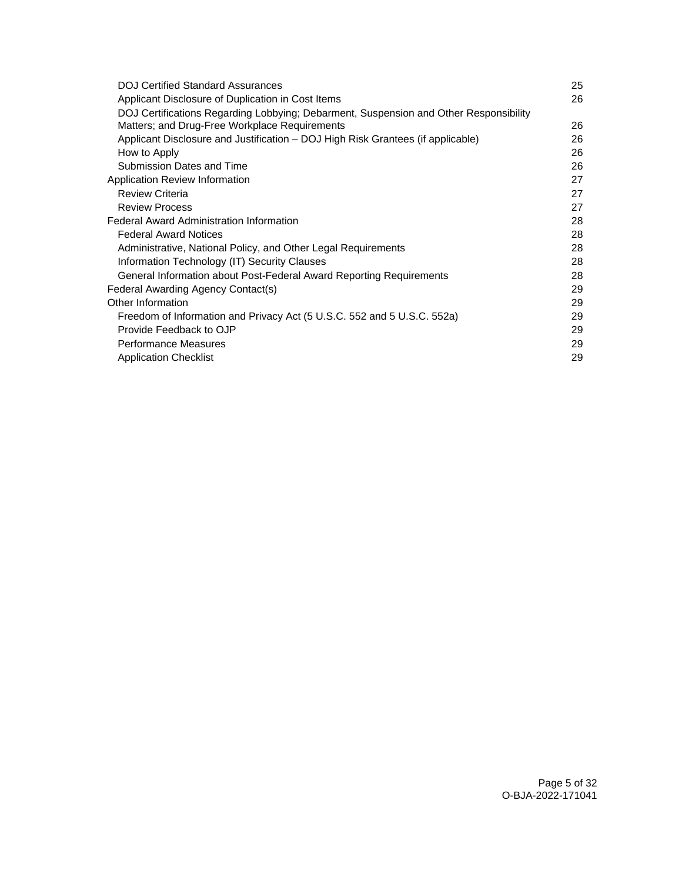- DOJ Certified Standard Assurances 25
- Applicant Disclosure of Duplication in Cost Items 26
- DOJ Certifications Regarding Lobbying; Debarment, Suspension and Other Responsibility Matters; and Drug-Free Workplace Requirements 26
- Applicant Disclosure and Justification – DOJ High Risk Grantees (if applicable) 26
- How to Apply 26
- Submission Dates and Time 26

Application Review Information 27

- Review Criteria 27
- Review Process 27

Federal Award Administration Information 28

- Federal Award Notices 28
- Administrative, National Policy, and Other Legal Requirements 28
- Information Technology (IT) Security Clauses 28
- General Information about Post-Federal Award Reporting Requirements 28

Federal Awarding Agency Contact(s) 29

Other Information 29

- Freedom of Information and Privacy Act (5 U.S.C. 552 and 5 U.S.C. 552a) 29
- Provide Feedback to OJP 29
- Performance Measures 29
- Application Checklist 29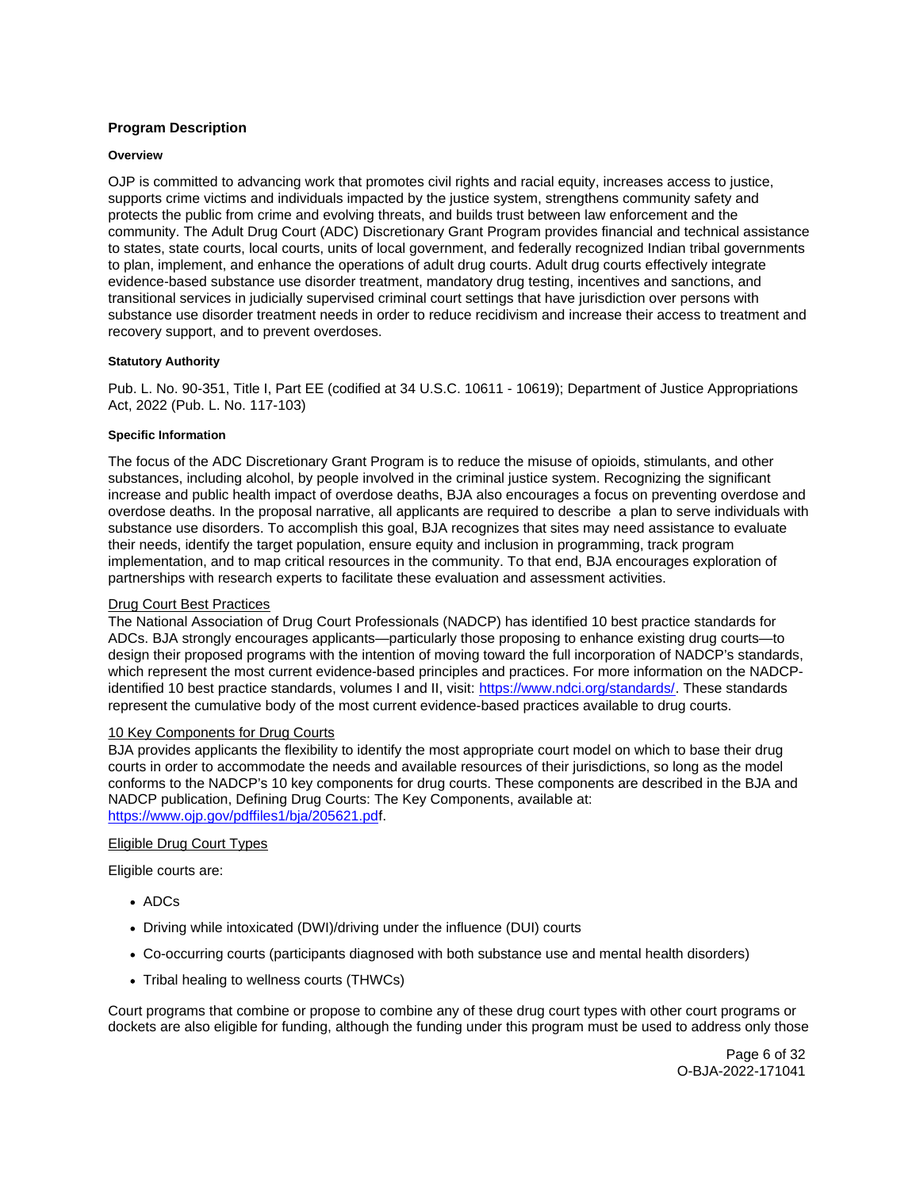## Program Description

### Overview

OJP is committed to advancing work that promotes civil rights and racial equity, increases access to justice, supports crime victims and individuals impacted by the justice system, strengthens community safety and protects the public from crime and evolving threats, and builds trust between law enforcement and the community. The Adult Drug Court (ADC) Discretionary Grant Program provides financial and technical assistance to states, state courts, local courts, units of local government, and federally recognized Indian tribal governments to plan, implement, and enhance the operations of adult drug courts. Adult drug courts effectively integrate evidence-based substance use disorder treatment, mandatory drug testing, incentives and sanctions, and transitional services in judicially supervised criminal court settings that have jurisdiction over persons with substance use disorder treatment needs in order to reduce recidivism and increase their access to treatment and recovery support, and to prevent overdoses.

### Statutory Authority

Pub. L. No. 90-351, Title I, Part EE (codified at 34 U.S.C. 10611 - 10619); Department of Justice Appropriations Act, 2022 (Pub. L. No. 117-103)

### Specific Information

The focus of the ADC Discretionary Grant Program is to reduce the misuse of opioids, stimulants, and other substances, including alcohol, by people involved in the criminal justice system. Recognizing the significant increase and public health impact of overdose deaths, BJA also encourages a focus on preventing overdose and overdose deaths. In the proposal narrative, all applicants are required to describe a plan to serve individuals with substance use disorders. To accomplish this goal, BJA recognizes that sites may need assistance to evaluate their needs, identify the target population, ensure equity and inclusion in programming, track program implementation, and to map critical resources in the community. To that end, BJA encourages exploration of partnerships with research experts to facilitate these evaluation and assessment activities.

Drug Court Best Practices

The National Association of Drug Court Professionals (NADCP) has identified 10 best practice standards for ADCs. BJA strongly encourages applicants—particularly those proposing to enhance existing drug courts—to design their proposed programs with the intention of moving toward the full incorporation of NADCP's standards, which represent the most current evidence-based principles and practices. For more information on the NADCP-identified 10 best practice standards, volumes I and II, visit: [https://www.ndci.org/standards/](https://www.ndci.org/standards/). These standards represent the cumulative body of the most current evidence-based practices available to drug courts.

10 Key Components for Drug Courts

BJA provides applicants the flexibility to identify the most appropriate court model on which to base their drug courts in order to accommodate the needs and available resources of their jurisdictions, so long as the model conforms to the NADCP's 10 key components for drug courts. These components are described in the BJA and NADCP publication, Defining Drug Courts: The Key Components, available at: [https://www.ojp.gov/pdffiles1/bja/205621.pdf](https://www.ojp.gov/pdffiles1/bja/205621.pdf).

Eligible Drug Court Types

Eligible courts are:

- ADCs
- Driving while intoxicated (DWI)/driving under the influence (DUI) courts
- Co-occurring courts (participants diagnosed with both substance use and mental health disorders)
- Tribal healing to wellness courts (THWCs)

Court programs that combine or propose to combine any of these drug court types with other court programs or dockets are also eligible for funding, although the funding under this program must be used to address only those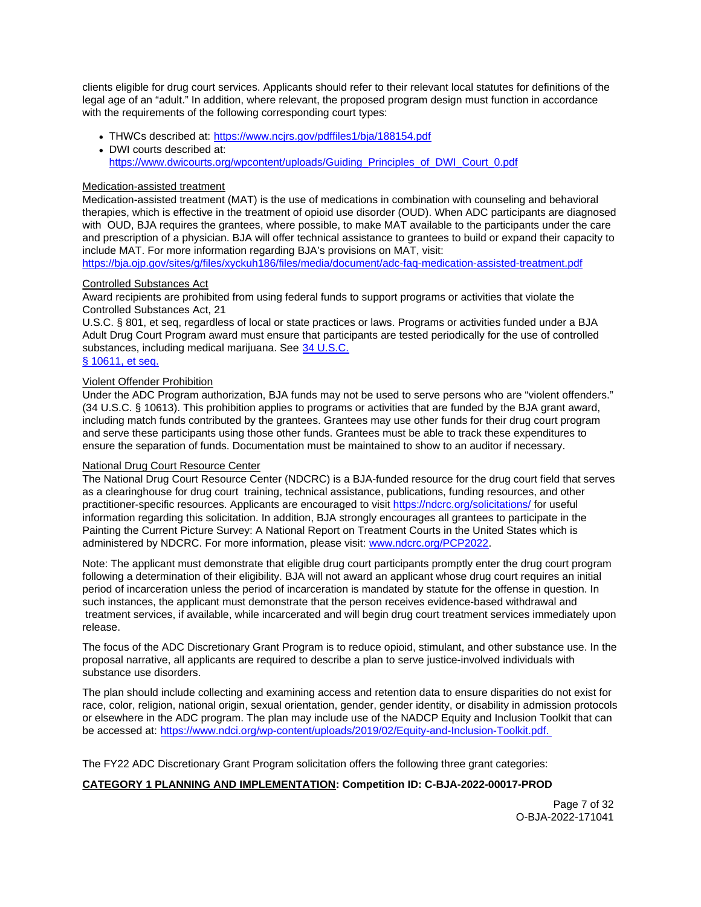clients eligible for drug court services. Applicants should refer to their relevant local statutes for definitions of the legal age of an "adult." In addition, where relevant, the proposed program design must function in accordance with the requirements of the following corresponding court types:

- THWCs described at: https://www.ncjrs.gov/pdffiles1/bja/188154.pdf
- DWI courts described at: https://www.dwicourts.org/wpcontent/uploads/Guiding_Principles_of_DWI_Court_0.pdf

Medication-assisted treatment

Medication-assisted treatment (MAT) is the use of medications in combination with counseling and behavioral therapies, which is effective in the treatment of opioid use disorder (OUD). When ADC participants are diagnosed with OUD, BJA requires the grantees, where possible, to make MAT available to the participants under the care and prescription of a physician. BJA will offer technical assistance to grantees to build or expand their capacity to include MAT. For more information regarding BJA's provisions on MAT, visit: https://bja.ojp.gov/sites/g/files/xyckuh186/files/media/document/adc-faq-medication-assisted-treatment.pdf

Controlled Substances Act

Award recipients are prohibited from using federal funds to support programs or activities that violate the Controlled Substances Act, 21 U.S.C. § 801, et seq, regardless of local or state practices or laws. Programs or activities funded under a BJA Adult Drug Court Program award must ensure that participants are tested periodically for the use of controlled substances, including medical marijuana. See 34 U.S.C. § 10611, et seq.

Violent Offender Prohibition

Under the ADC Program authorization, BJA funds may not be used to serve persons who are "violent offenders." (34 U.S.C. § 10613). This prohibition applies to programs or activities that are funded by the BJA grant award, including match funds contributed by the grantees. Grantees may use other funds for their drug court program and serve these participants using those other funds. Grantees must be able to track these expenditures to ensure the separation of funds. Documentation must be maintained to show to an auditor if necessary.

National Drug Court Resource Center

The National Drug Court Resource Center (NDCRC) is a BJA-funded resource for the drug court field that serves as a clearinghouse for drug court training, technical assistance, publications, funding resources, and other practitioner-specific resources. Applicants are encouraged to visit https://ndcrc.org/solicitations/ for useful information regarding this solicitation. In addition, BJA strongly encourages all grantees to participate in the Painting the Current Picture Survey: A National Report on Treatment Courts in the United States which is administered by NDCRC. For more information, please visit: www.ndcrc.org/PCP2022.

Note: The applicant must demonstrate that eligible drug court participants promptly enter the drug court program following a determination of their eligibility. BJA will not award an applicant whose drug court requires an initial period of incarceration unless the period of incarceration is mandated by statute for the offense in question. In such instances, the applicant must demonstrate that the person receives evidence-based withdrawal and treatment services, if available, while incarcerated and will begin drug court treatment services immediately upon release.

The focus of the ADC Discretionary Grant Program is to reduce opioid, stimulant, and other substance use. In the proposal narrative, all applicants are required to describe a plan to serve justice-involved individuals with substance use disorders.

The plan should include collecting and examining access and retention data to ensure disparities do not exist for race, color, religion, national origin, sexual orientation, gender, gender identity, or disability in admission protocols or elsewhere in the ADC program. The plan may include use of the NADCP Equity and Inclusion Toolkit that can be accessed at: https://www.ndci.org/wp-content/uploads/2019/02/Equity-and-Inclusion-Toolkit.pdf.

The FY22 ADC Discretionary Grant Program solicitation offers the following three grant categories:

**CATEGORY 1 PLANNING AND IMPLEMENTATION: Competition ID: C-BJA-2022-00017-PROD**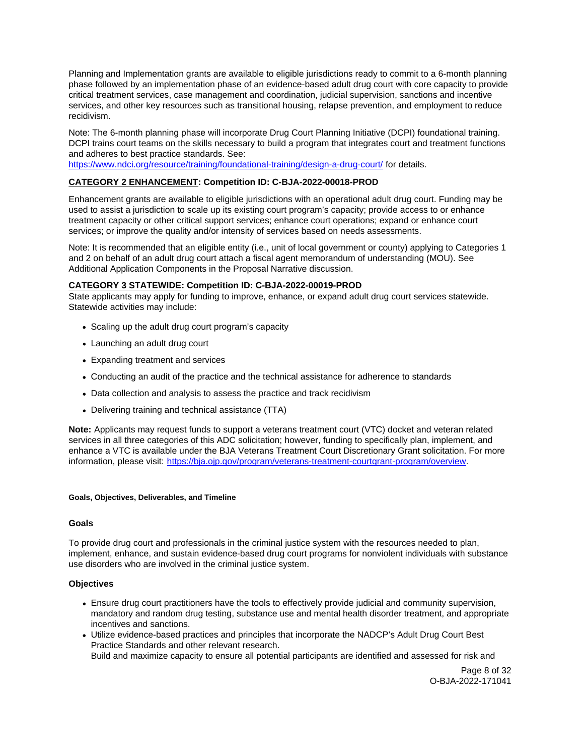Planning and Implementation grants are available to eligible jurisdictions ready to commit to a 6-month planning phase followed by an implementation phase of an evidence-based adult drug court with core capacity to provide critical treatment services, case management and coordination, judicial supervision, sanctions and incentive services, and other key resources such as transitional housing, relapse prevention, and employment to reduce recidivism.

Note: The 6-month planning phase will incorporate Drug Court Planning Initiative (DCPI) foundational training. DCPI trains court teams on the skills necessary to build a program that integrates court and treatment functions and adheres to best practice standards. See: https://www.ndci.org/resource/training/foundational-training/design-a-drug-court/ for details.

**CATEGORY 2 ENHANCEMENT: Competition ID: C-BJA-2022-00018-PROD**

Enhancement grants are available to eligible jurisdictions with an operational adult drug court. Funding may be used to assist a jurisdiction to scale up its existing court program's capacity; provide access to or enhance treatment capacity or other critical support services; enhance court operations; expand or enhance court services; or improve the quality and/or intensity of services based on needs assessments.

Note: It is recommended that an eligible entity (i.e., unit of local government or county) applying to Categories 1 and 2 on behalf of an adult drug court attach a fiscal agent memorandum of understanding (MOU). See Additional Application Components in the Proposal Narrative discussion.

**CATEGORY 3 STATEWIDE: Competition ID: C-BJA-2022-00019-PROD**

State applicants may apply for funding to improve, enhance, or expand adult drug court services statewide. Statewide activities may include:

- Scaling up the adult drug court program's capacity
- Launching an adult drug court
- Expanding treatment and services
- Conducting an audit of the practice and the technical assistance for adherence to standards
- Data collection and analysis to assess the practice and track recidivism
- Delivering training and technical assistance (TTA)

**Note:** Applicants may request funds to support a veterans treatment court (VTC) docket and veteran related services in all three categories of this ADC solicitation; however, funding to specifically plan, implement, and enhance a VTC is available under the BJA Veterans Treatment Court Discretionary Grant solicitation. For more information, please visit: https://bja.ojp.gov/program/veterans-treatment-courtgrant-program/overview.

#### Goals, Objectives, Deliverables, and Timeline

**Goals**

To provide drug court and professionals in the criminal justice system with the resources needed to plan, implement, enhance, and sustain evidence-based drug court programs for nonviolent individuals with substance use disorders who are involved in the criminal justice system.

**Objectives**

- Ensure drug court practitioners have the tools to effectively provide judicial and community supervision, mandatory and random drug testing, substance use and mental health disorder treatment, and appropriate incentives and sanctions.
- Utilize evidence-based practices and principles that incorporate the NADCP's Adult Drug Court Best Practice Standards and other relevant research.
  Build and maximize capacity to ensure all potential participants are identified and assessed for risk and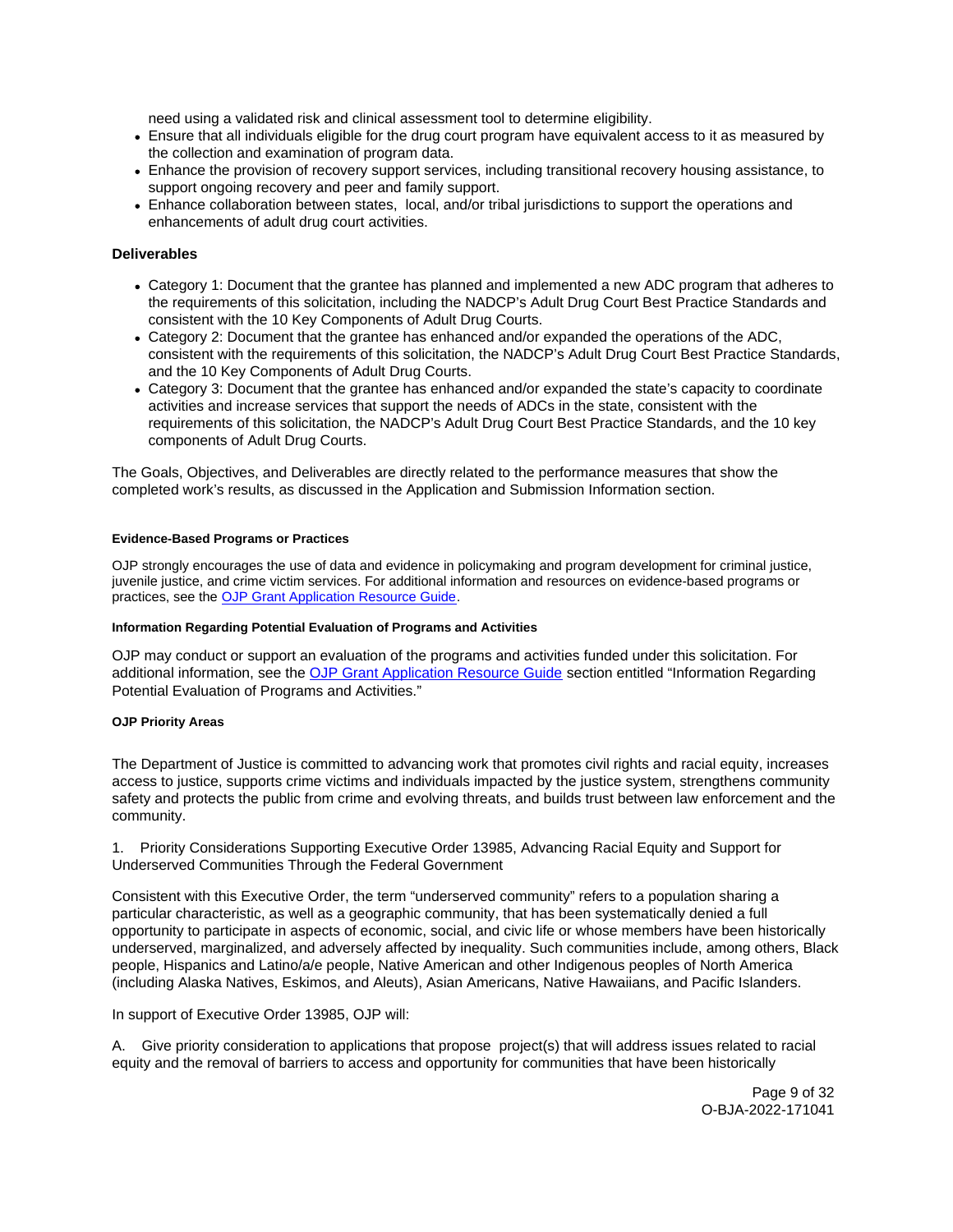need using a validated risk and clinical assessment tool to determine eligibility.

- Ensure that all individuals eligible for the drug court program have equivalent access to it as measured by the collection and examination of program data.
- Enhance the provision of recovery support services, including transitional recovery housing assistance, to support ongoing recovery and peer and family support.
- Enhance collaboration between states, local, and/or tribal jurisdictions to support the operations and enhancements of adult drug court activities.

### Deliverables

- Category 1: Document that the grantee has planned and implemented a new ADC program that adheres to the requirements of this solicitation, including the NADCP's Adult Drug Court Best Practice Standards and consistent with the 10 Key Components of Adult Drug Courts.
- Category 2: Document that the grantee has enhanced and/or expanded the operations of the ADC, consistent with the requirements of this solicitation, the NADCP's Adult Drug Court Best Practice Standards, and the 10 Key Components of Adult Drug Courts.
- Category 3: Document that the grantee has enhanced and/or expanded the state's capacity to coordinate activities and increase services that support the needs of ADCs in the state, consistent with the requirements of this solicitation, the NADCP's Adult Drug Court Best Practice Standards, and the 10 key components of Adult Drug Courts.

The Goals, Objectives, and Deliverables are directly related to the performance measures that show the completed work's results, as discussed in the Application and Submission Information section.

#### Evidence-Based Programs or Practices

OJP strongly encourages the use of data and evidence in policymaking and program development for criminal justice, juvenile justice, and crime victim services. For additional information and resources on evidence-based programs or practices, see the OJP Grant Application Resource Guide.

#### Information Regarding Potential Evaluation of Programs and Activities

OJP may conduct or support an evaluation of the programs and activities funded under this solicitation. For additional information, see the OJP Grant Application Resource Guide section entitled "Information Regarding Potential Evaluation of Programs and Activities."

#### OJP Priority Areas

The Department of Justice is committed to advancing work that promotes civil rights and racial equity, increases access to justice, supports crime victims and individuals impacted by the justice system, strengthens community safety and protects the public from crime and evolving threats, and builds trust between law enforcement and the community.

1. Priority Considerations Supporting Executive Order 13985, Advancing Racial Equity and Support for Underserved Communities Through the Federal Government

Consistent with this Executive Order, the term "underserved community" refers to a population sharing a particular characteristic, as well as a geographic community, that has been systematically denied a full opportunity to participate in aspects of economic, social, and civic life or whose members have been historically underserved, marginalized, and adversely affected by inequality. Such communities include, among others, Black people, Hispanics and Latino/a/e people, Native American and other Indigenous peoples of North America (including Alaska Natives, Eskimos, and Aleuts), Asian Americans, Native Hawaiians, and Pacific Islanders.

In support of Executive Order 13985, OJP will:

A. Give priority consideration to applications that propose project(s) that will address issues related to racial equity and the removal of barriers to access and opportunity for communities that have been historically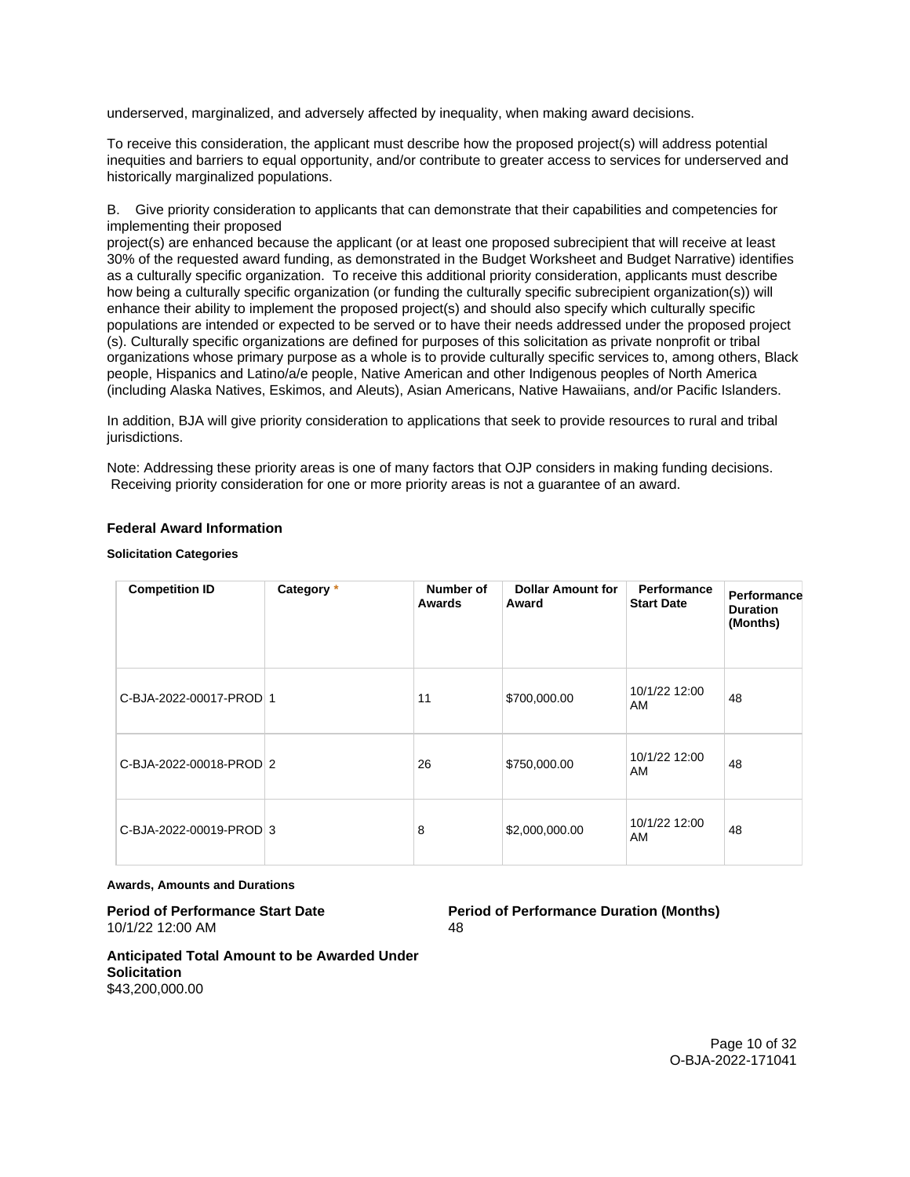underserved, marginalized, and adversely affected by inequality, when making award decisions.

To receive this consideration, the applicant must describe how the proposed project(s) will address potential inequities and barriers to equal opportunity, and/or contribute to greater access to services for underserved and historically marginalized populations.

B. Give priority consideration to applicants that can demonstrate that their capabilities and competencies for implementing their proposed project(s) are enhanced because the applicant (or at least one proposed subrecipient that will receive at least 30% of the requested award funding, as demonstrated in the Budget Worksheet and Budget Narrative) identifies as a culturally specific organization. To receive this additional priority consideration, applicants must describe how being a culturally specific organization (or funding the culturally specific subrecipient organization(s)) will enhance their ability to implement the proposed project(s) and should also specify which culturally specific populations are intended or expected to be served or to have their needs addressed under the proposed project (s). Culturally specific organizations are defined for purposes of this solicitation as private nonprofit or tribal organizations whose primary purpose as a whole is to provide culturally specific services to, among others, Black people, Hispanics and Latino/a/e people, Native American and other Indigenous peoples of North America (including Alaska Natives, Eskimos, and Aleuts), Asian Americans, Native Hawaiians, and/or Pacific Islanders.

In addition, BJA will give priority consideration to applications that seek to provide resources to rural and tribal jurisdictions.

Note: Addressing these priority areas is one of many factors that OJP considers in making funding decisions. Receiving priority consideration for one or more priority areas is not a guarantee of an award.

### Federal Award Information

#### Solicitation Categories

| Competition ID | Category * | Number of Awards | Dollar Amount for Award | Performance Start Date | Performance Duration (Months) |
|---|---|---|---|---|---|
| C-BJA-2022-00017-PROD | 1 | 11 | $700,000.00 | 10/1/22 12:00 AM | 48 |
| C-BJA-2022-00018-PROD | 2 | 26 | $750,000.00 | 10/1/22 12:00 AM | 48 |
| C-BJA-2022-00019-PROD | 3 | 8 | $2,000,000.00 | 10/1/22 12:00 AM | 48 |

#### Awards, Amounts and Durations

**Period of Performance Start Date**
10/1/22 12:00 AM

**Period of Performance Duration (Months)**
48

**Anticipated Total Amount to be Awarded Under Solicitation**
$43,200,000.00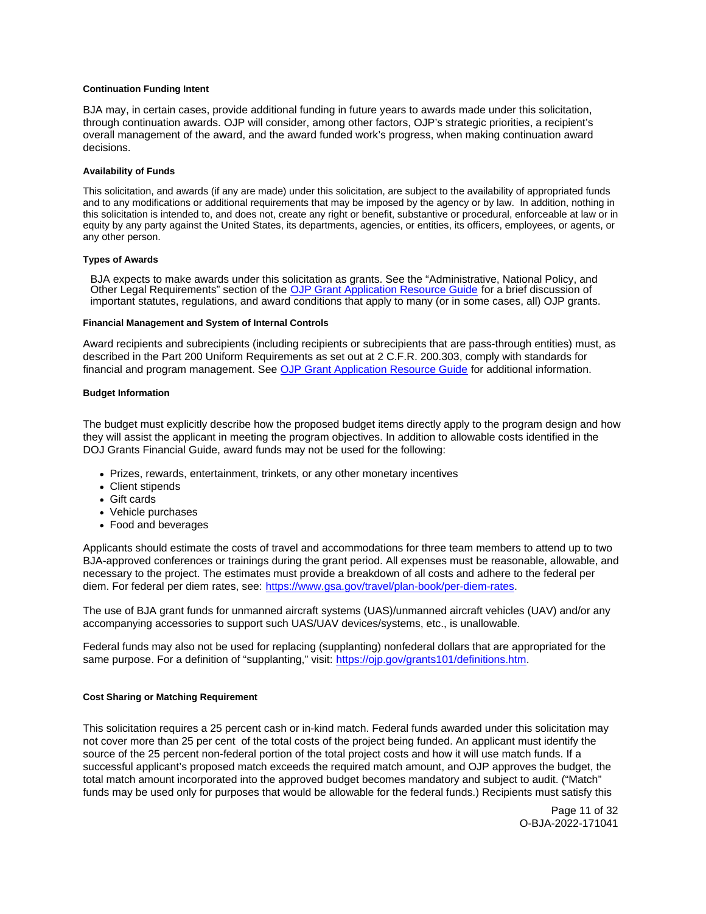#### Continuation Funding Intent

BJA may, in certain cases, provide additional funding in future years to awards made under this solicitation, through continuation awards. OJP will consider, among other factors, OJP's strategic priorities, a recipient's overall management of the award, and the award funded work's progress, when making continuation award decisions.

#### Availability of Funds

This solicitation, and awards (if any are made) under this solicitation, are subject to the availability of appropriated funds and to any modifications or additional requirements that may be imposed by the agency or by law. In addition, nothing in this solicitation is intended to, and does not, create any right or benefit, substantive or procedural, enforceable at law or in equity by any party against the United States, its departments, agencies, or entities, its officers, employees, or agents, or any other person.

#### Types of Awards

BJA expects to make awards under this solicitation as grants. See the "Administrative, National Policy, and Other Legal Requirements" section of the OJP Grant Application Resource Guide for a brief discussion of important statutes, regulations, and award conditions that apply to many (or in some cases, all) OJP grants.

#### Financial Management and System of Internal Controls

Award recipients and subrecipients (including recipients or subrecipients that are pass-through entities) must, as described in the Part 200 Uniform Requirements as set out at 2 C.F.R. 200.303, comply with standards for financial and program management. See OJP Grant Application Resource Guide for additional information.

#### Budget Information

The budget must explicitly describe how the proposed budget items directly apply to the program design and how they will assist the applicant in meeting the program objectives. In addition to allowable costs identified in the DOJ Grants Financial Guide, award funds may not be used for the following:

- Prizes, rewards, entertainment, trinkets, or any other monetary incentives
- Client stipends
- Gift cards
- Vehicle purchases
- Food and beverages

Applicants should estimate the costs of travel and accommodations for three team members to attend up to two BJA-approved conferences or trainings during the grant period. All expenses must be reasonable, allowable, and necessary to the project. The estimates must provide a breakdown of all costs and adhere to the federal per diem. For federal per diem rates, see: https://www.gsa.gov/travel/plan-book/per-diem-rates.

The use of BJA grant funds for unmanned aircraft systems (UAS)/unmanned aircraft vehicles (UAV) and/or any accompanying accessories to support such UAS/UAV devices/systems, etc., is unallowable.

Federal funds may also not be used for replacing (supplanting) nonfederal dollars that are appropriated for the same purpose. For a definition of "supplanting," visit: https://ojp.gov/grants101/definitions.htm.

#### Cost Sharing or Matching Requirement

This solicitation requires a 25 percent cash or in-kind match. Federal funds awarded under this solicitation may not cover more than 25 per cent of the total costs of the project being funded. An applicant must identify the source of the 25 percent non-federal portion of the total project costs and how it will use match funds. If a successful applicant's proposed match exceeds the required match amount, and OJP approves the budget, the total match amount incorporated into the approved budget becomes mandatory and subject to audit. ("Match" funds may be used only for purposes that would be allowable for the federal funds.) Recipients must satisfy this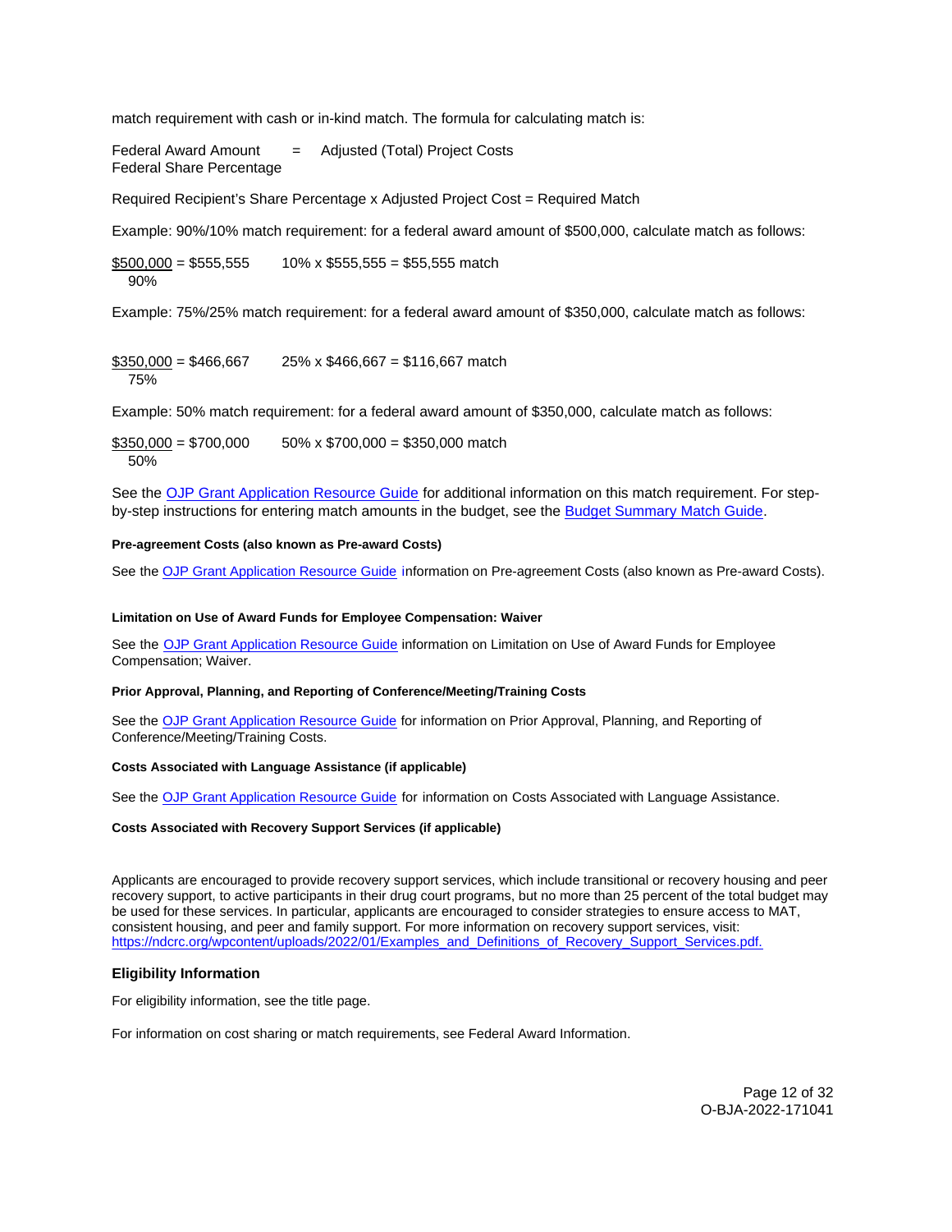match requirement with cash or in-kind match. The formula for calculating match is:

$$\frac{\text{Federal Award Amount}}{\text{Federal Share Percentage}} = \text{Adjusted (Total) Project Costs}$$

Required Recipient's Share Percentage x Adjusted Project Cost = Required Match

Example: 90%/10% match requirement: for a federal award amount of $500,000, calculate match as follows:

$$\frac{\$500{,}000}{90\%} = \$555{,}555 \qquad 10\% \times \$555{,}555 = \$55{,}555 \text{ match}$$

Example: 75%/25% match requirement: for a federal award amount of $350,000, calculate match as follows:

$$\frac{\$350{,}000}{75\%} = \$466{,}667 \qquad 25\% \times \$466{,}667 = \$116{,}667 \text{ match}$$

Example: 50% match requirement: for a federal award amount of $350,000, calculate match as follows:

$$\frac{\$350{,}000}{50\%} = \$700{,}000 \qquad 50\% \times \$700{,}000 = \$350{,}000 \text{ match}$$

See the OJP Grant Application Resource Guide for additional information on this match requirement. For step-by-step instructions for entering match amounts in the budget, see the Budget Summary Match Guide.

#### Pre-agreement Costs (also known as Pre-award Costs)

See the OJP Grant Application Resource Guide information on Pre-agreement Costs (also known as Pre-award Costs).

#### Limitation on Use of Award Funds for Employee Compensation: Waiver

See the OJP Grant Application Resource Guide information on Limitation on Use of Award Funds for Employee Compensation; Waiver.

#### Prior Approval, Planning, and Reporting of Conference/Meeting/Training Costs

See the OJP Grant Application Resource Guide for information on Prior Approval, Planning, and Reporting of Conference/Meeting/Training Costs.

#### Costs Associated with Language Assistance (if applicable)

See the OJP Grant Application Resource Guide for information on Costs Associated with Language Assistance.

#### Costs Associated with Recovery Support Services (if applicable)

Applicants are encouraged to provide recovery support services, which include transitional or recovery housing and peer recovery support, to active participants in their drug court programs, but no more than 25 percent of the total budget may be used for these services. In particular, applicants are encouraged to consider strategies to ensure access to MAT, consistent housing, and peer and family support. For more information on recovery support services, visit: https://ndcrc.org/wpcontent/uploads/2022/01/Examples_and_Definitions_of_Recovery_Support_Services.pdf.

### Eligibility Information

For eligibility information, see the title page.

For information on cost sharing or match requirements, see Federal Award Information.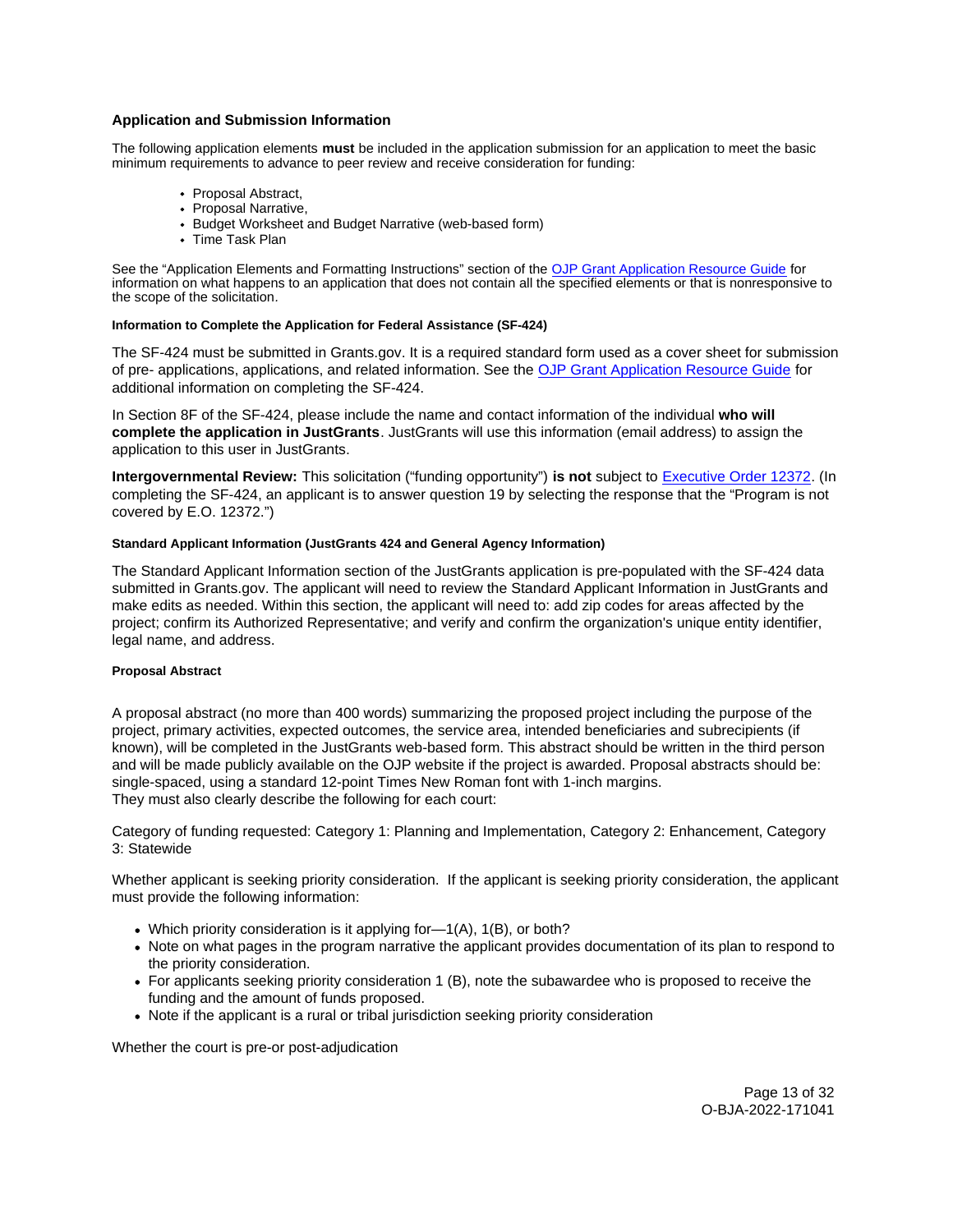### Application and Submission Information

The following application elements **must** be included in the application submission for an application to meet the basic minimum requirements to advance to peer review and receive consideration for funding:

- Proposal Abstract,
- Proposal Narrative,
- Budget Worksheet and Budget Narrative (web-based form)
- Time Task Plan

See the "Application Elements and Formatting Instructions" section of the OJP Grant Application Resource Guide for information on what happens to an application that does not contain all the specified elements or that is nonresponsive to the scope of the solicitation.

#### Information to Complete the Application for Federal Assistance (SF-424)

The SF-424 must be submitted in Grants.gov. It is a required standard form used as a cover sheet for submission of pre- applications, applications, and related information. See the OJP Grant Application Resource Guide for additional information on completing the SF-424.

In Section 8F of the SF-424, please include the name and contact information of the individual **who will complete the application in JustGrants**. JustGrants will use this information (email address) to assign the application to this user in JustGrants.

**Intergovernmental Review:** This solicitation ("funding opportunity") **is not** subject to Executive Order 12372. (In completing the SF-424, an applicant is to answer question 19 by selecting the response that the "Program is not covered by E.O. 12372.")

#### Standard Applicant Information (JustGrants 424 and General Agency Information)

The Standard Applicant Information section of the JustGrants application is pre-populated with the SF-424 data submitted in Grants.gov. The applicant will need to review the Standard Applicant Information in JustGrants and make edits as needed. Within this section, the applicant will need to: add zip codes for areas affected by the project; confirm its Authorized Representative; and verify and confirm the organization's unique entity identifier, legal name, and address.

#### Proposal Abstract

A proposal abstract (no more than 400 words) summarizing the proposed project including the purpose of the project, primary activities, expected outcomes, the service area, intended beneficiaries and subrecipients (if known), will be completed in the JustGrants web-based form. This abstract should be written in the third person and will be made publicly available on the OJP website if the project is awarded. Proposal abstracts should be: single-spaced, using a standard 12-point Times New Roman font with 1-inch margins.
They must also clearly describe the following for each court:

Category of funding requested: Category 1: Planning and Implementation, Category 2: Enhancement, Category 3: Statewide

Whether applicant is seeking priority consideration. If the applicant is seeking priority consideration, the applicant must provide the following information:

- Which priority consideration is it applying for—1(A), 1(B), or both?
- Note on what pages in the program narrative the applicant provides documentation of its plan to respond to the priority consideration.
- For applicants seeking priority consideration 1 (B), note the subawardee who is proposed to receive the funding and the amount of funds proposed.
- Note if the applicant is a rural or tribal jurisdiction seeking priority consideration

Whether the court is pre-or post-adjudication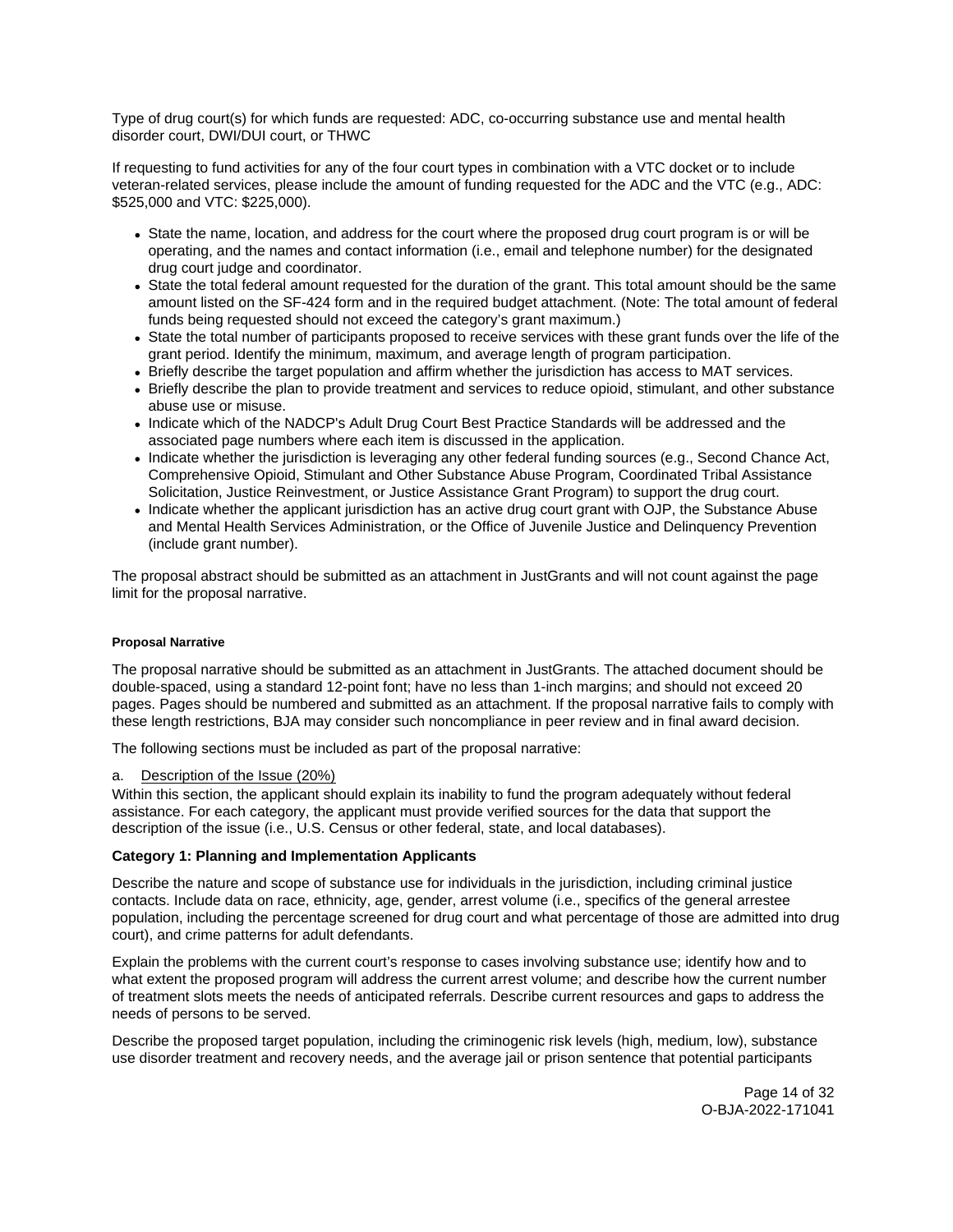Type of drug court(s) for which funds are requested: ADC, co-occurring substance use and mental health disorder court, DWI/DUI court, or THWC

If requesting to fund activities for any of the four court types in combination with a VTC docket or to include veteran-related services, please include the amount of funding requested for the ADC and the VTC (e.g., ADC: $525,000 and VTC: $225,000).

- State the name, location, and address for the court where the proposed drug court program is or will be operating, and the names and contact information (i.e., email and telephone number) for the designated drug court judge and coordinator.
- State the total federal amount requested for the duration of the grant. This total amount should be the same amount listed on the SF-424 form and in the required budget attachment. (Note: The total amount of federal funds being requested should not exceed the category's grant maximum.)
- State the total number of participants proposed to receive services with these grant funds over the life of the grant period. Identify the minimum, maximum, and average length of program participation.
- Briefly describe the target population and affirm whether the jurisdiction has access to MAT services.
- Briefly describe the plan to provide treatment and services to reduce opioid, stimulant, and other substance abuse use or misuse.
- Indicate which of the NADCP's Adult Drug Court Best Practice Standards will be addressed and the associated page numbers where each item is discussed in the application.
- Indicate whether the jurisdiction is leveraging any other federal funding sources (e.g., Second Chance Act, Comprehensive Opioid, Stimulant and Other Substance Abuse Program, Coordinated Tribal Assistance Solicitation, Justice Reinvestment, or Justice Assistance Grant Program) to support the drug court.
- Indicate whether the applicant jurisdiction has an active drug court grant with OJP, the Substance Abuse and Mental Health Services Administration, or the Office of Juvenile Justice and Delinquency Prevention (include grant number).

The proposal abstract should be submitted as an attachment in JustGrants and will not count against the page limit for the proposal narrative.

#### Proposal Narrative

The proposal narrative should be submitted as an attachment in JustGrants. The attached document should be double-spaced, using a standard 12-point font; have no less than 1-inch margins; and should not exceed 20 pages. Pages should be numbered and submitted as an attachment. If the proposal narrative fails to comply with these length restrictions, BJA may consider such noncompliance in peer review and in final award decision.

The following sections must be included as part of the proposal narrative:

a. Description of the Issue (20%)

Within this section, the applicant should explain its inability to fund the program adequately without federal assistance. For each category, the applicant must provide verified sources for the data that support the description of the issue (i.e., U.S. Census or other federal, state, and local databases).

**Category 1: Planning and Implementation Applicants**

Describe the nature and scope of substance use for individuals in the jurisdiction, including criminal justice contacts. Include data on race, ethnicity, age, gender, arrest volume (i.e., specifics of the general arrestee population, including the percentage screened for drug court and what percentage of those are admitted into drug court), and crime patterns for adult defendants.

Explain the problems with the current court's response to cases involving substance use; identify how and to what extent the proposed program will address the current arrest volume; and describe how the current number of treatment slots meets the needs of anticipated referrals. Describe current resources and gaps to address the needs of persons to be served.

Describe the proposed target population, including the criminogenic risk levels (high, medium, low), substance use disorder treatment and recovery needs, and the average jail or prison sentence that potential participants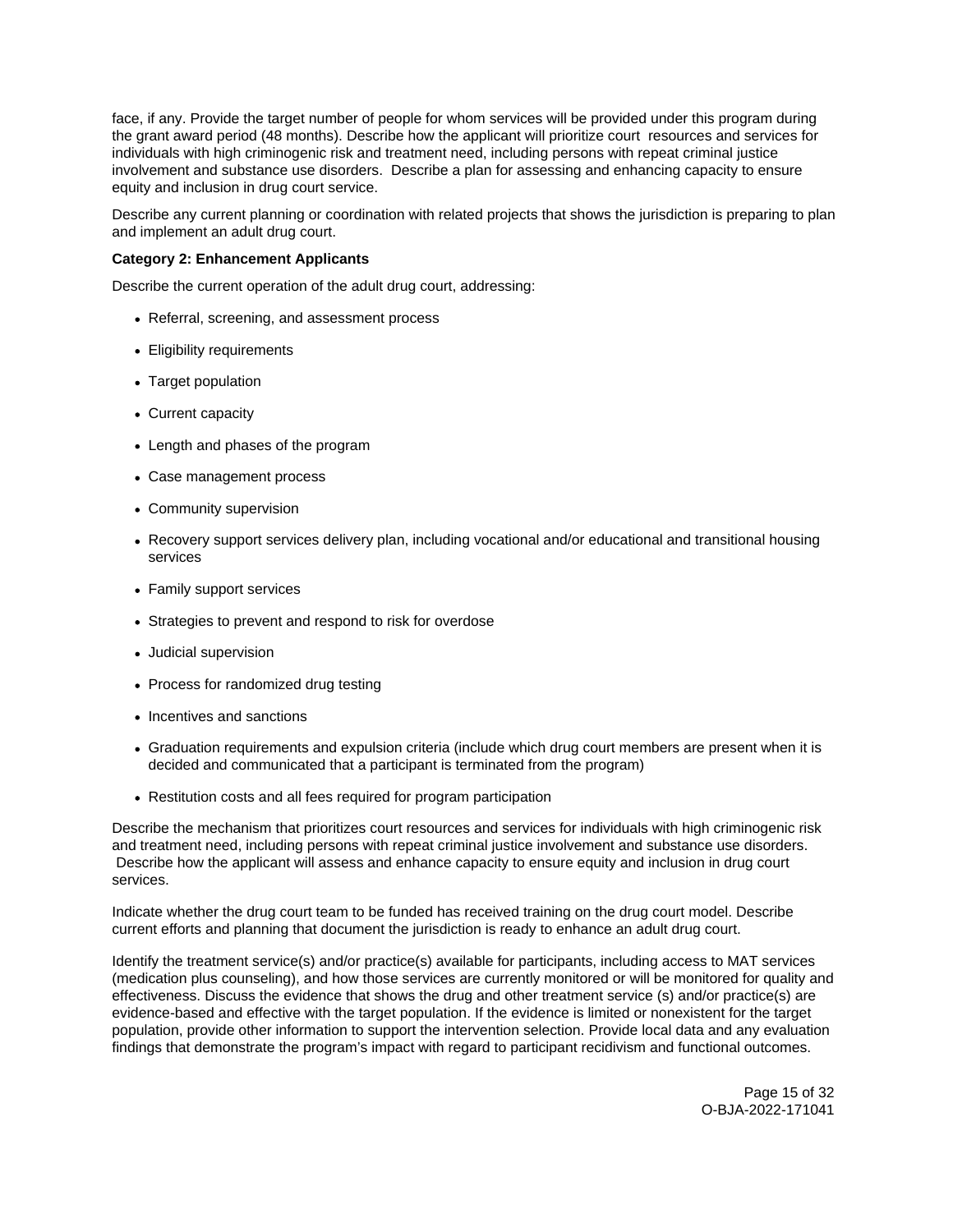face, if any. Provide the target number of people for whom services will be provided under this program during the grant award period (48 months). Describe how the applicant will prioritize court resources and services for individuals with high criminogenic risk and treatment need, including persons with repeat criminal justice involvement and substance use disorders. Describe a plan for assessing and enhancing capacity to ensure equity and inclusion in drug court service.

Describe any current planning or coordination with related projects that shows the jurisdiction is preparing to plan and implement an adult drug court.

**Category 2: Enhancement Applicants**

Describe the current operation of the adult drug court, addressing:

- Referral, screening, and assessment process
- Eligibility requirements
- Target population
- Current capacity
- Length and phases of the program
- Case management process
- Community supervision
- Recovery support services delivery plan, including vocational and/or educational and transitional housing services
- Family support services
- Strategies to prevent and respond to risk for overdose
- Judicial supervision
- Process for randomized drug testing
- Incentives and sanctions
- Graduation requirements and expulsion criteria (include which drug court members are present when it is decided and communicated that a participant is terminated from the program)
- Restitution costs and all fees required for program participation

Describe the mechanism that prioritizes court resources and services for individuals with high criminogenic risk and treatment need, including persons with repeat criminal justice involvement and substance use disorders. Describe how the applicant will assess and enhance capacity to ensure equity and inclusion in drug court services.

Indicate whether the drug court team to be funded has received training on the drug court model. Describe current efforts and planning that document the jurisdiction is ready to enhance an adult drug court.

Identify the treatment service(s) and/or practice(s) available for participants, including access to MAT services (medication plus counseling), and how those services are currently monitored or will be monitored for quality and effectiveness. Discuss the evidence that shows the drug and other treatment service (s) and/or practice(s) are evidence-based and effective with the target population. If the evidence is limited or nonexistent for the target population, provide other information to support the intervention selection. Provide local data and any evaluation findings that demonstrate the program's impact with regard to participant recidivism and functional outcomes.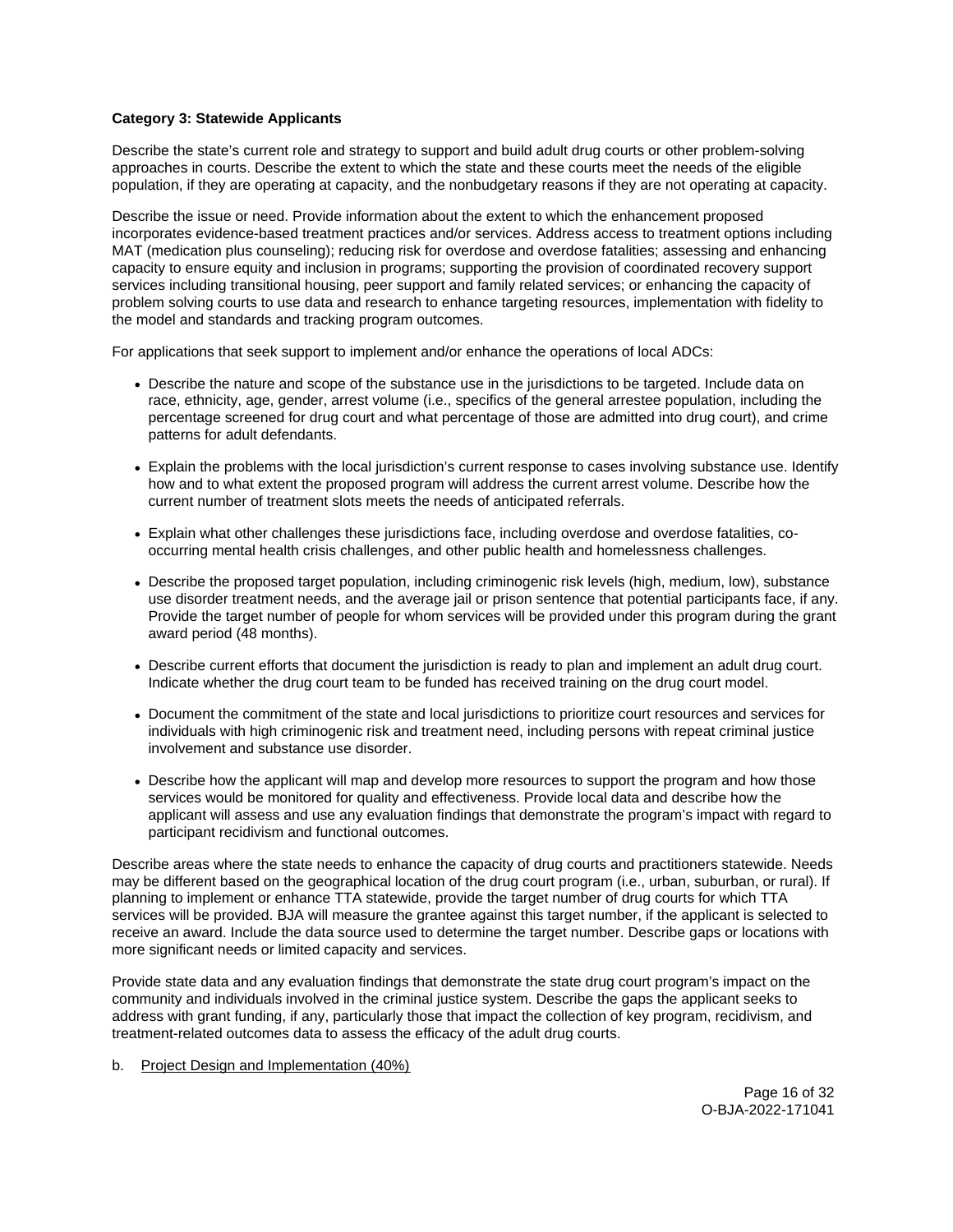**Category 3: Statewide Applicants**

Describe the state's current role and strategy to support and build adult drug courts or other problem-solving approaches in courts. Describe the extent to which the state and these courts meet the needs of the eligible population, if they are operating at capacity, and the nonbudgetary reasons if they are not operating at capacity.

Describe the issue or need. Provide information about the extent to which the enhancement proposed incorporates evidence-based treatment practices and/or services. Address access to treatment options including MAT (medication plus counseling); reducing risk for overdose and overdose fatalities; assessing and enhancing capacity to ensure equity and inclusion in programs; supporting the provision of coordinated recovery support services including transitional housing, peer support and family related services; or enhancing the capacity of problem solving courts to use data and research to enhance targeting resources, implementation with fidelity to the model and standards and tracking program outcomes.

For applications that seek support to implement and/or enhance the operations of local ADCs:

- Describe the nature and scope of the substance use in the jurisdictions to be targeted. Include data on race, ethnicity, age, gender, arrest volume (i.e., specifics of the general arrestee population, including the percentage screened for drug court and what percentage of those are admitted into drug court), and crime patterns for adult defendants.
- Explain the problems with the local jurisdiction's current response to cases involving substance use. Identify how and to what extent the proposed program will address the current arrest volume. Describe how the current number of treatment slots meets the needs of anticipated referrals.
- Explain what other challenges these jurisdictions face, including overdose and overdose fatalities, co-occurring mental health crisis challenges, and other public health and homelessness challenges.
- Describe the proposed target population, including criminogenic risk levels (high, medium, low), substance use disorder treatment needs, and the average jail or prison sentence that potential participants face, if any. Provide the target number of people for whom services will be provided under this program during the grant award period (48 months).
- Describe current efforts that document the jurisdiction is ready to plan and implement an adult drug court. Indicate whether the drug court team to be funded has received training on the drug court model.
- Document the commitment of the state and local jurisdictions to prioritize court resources and services for individuals with high criminogenic risk and treatment need, including persons with repeat criminal justice involvement and substance use disorder.
- Describe how the applicant will map and develop more resources to support the program and how those services would be monitored for quality and effectiveness. Provide local data and describe how the applicant will assess and use any evaluation findings that demonstrate the program's impact with regard to participant recidivism and functional outcomes.

Describe areas where the state needs to enhance the capacity of drug courts and practitioners statewide. Needs may be different based on the geographical location of the drug court program (i.e., urban, suburban, or rural). If planning to implement or enhance TTA statewide, provide the target number of drug courts for which TTA services will be provided. BJA will measure the grantee against this target number, if the applicant is selected to receive an award. Include the data source used to determine the target number. Describe gaps or locations with more significant needs or limited capacity and services.

Provide state data and any evaluation findings that demonstrate the state drug court program's impact on the community and individuals involved in the criminal justice system. Describe the gaps the applicant seeks to address with grant funding, if any, particularly those that impact the collection of key program, recidivism, and treatment-related outcomes data to assess the efficacy of the adult drug courts.

b. <u>Project Design and Implementation (40%)</u>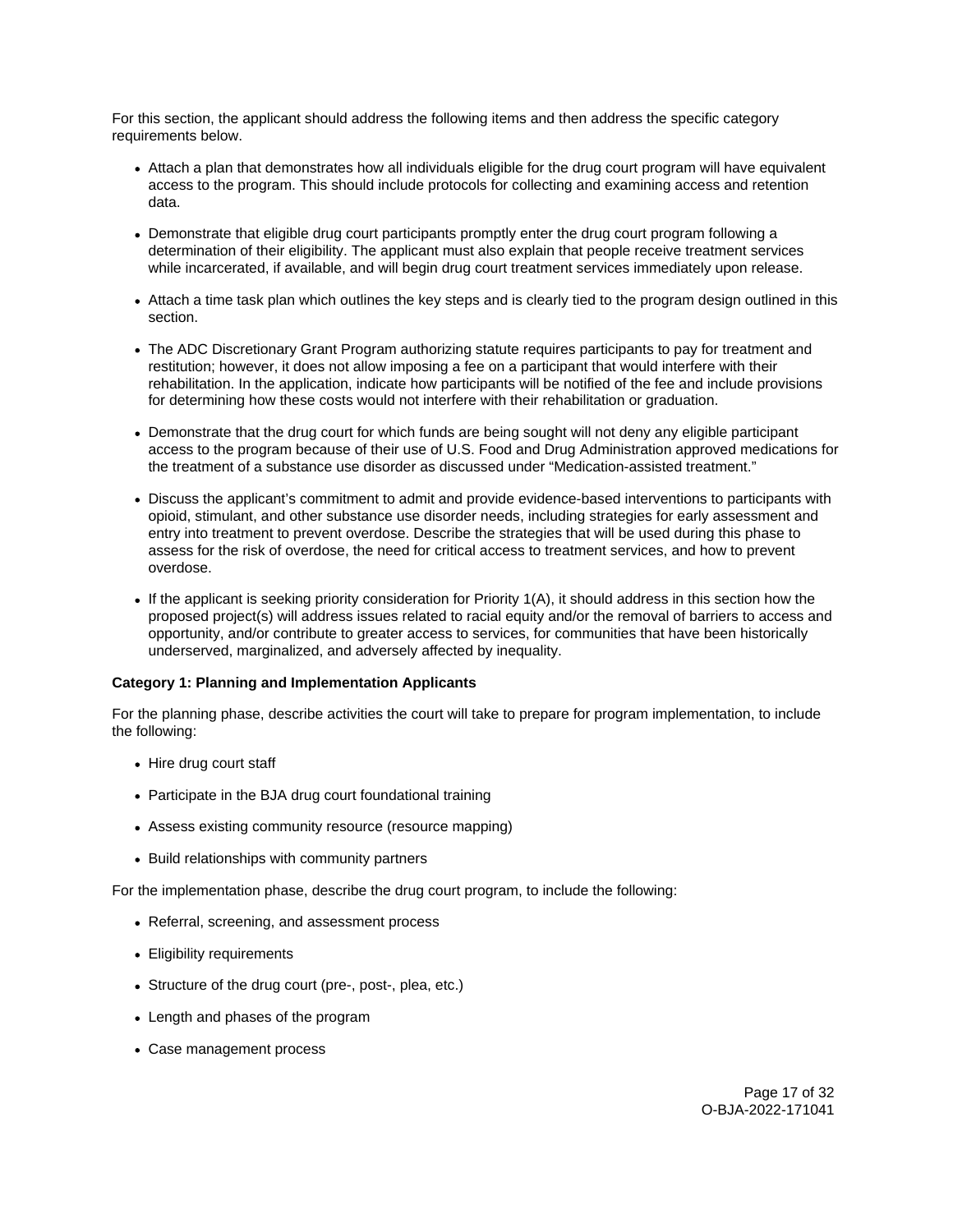For this section, the applicant should address the following items and then address the specific category requirements below.

- Attach a plan that demonstrates how all individuals eligible for the drug court program will have equivalent access to the program. This should include protocols for collecting and examining access and retention data.
- Demonstrate that eligible drug court participants promptly enter the drug court program following a determination of their eligibility. The applicant must also explain that people receive treatment services while incarcerated, if available, and will begin drug court treatment services immediately upon release.
- Attach a time task plan which outlines the key steps and is clearly tied to the program design outlined in this section.
- The ADC Discretionary Grant Program authorizing statute requires participants to pay for treatment and restitution; however, it does not allow imposing a fee on a participant that would interfere with their rehabilitation. In the application, indicate how participants will be notified of the fee and include provisions for determining how these costs would not interfere with their rehabilitation or graduation.
- Demonstrate that the drug court for which funds are being sought will not deny any eligible participant access to the program because of their use of U.S. Food and Drug Administration approved medications for the treatment of a substance use disorder as discussed under "Medication-assisted treatment."
- Discuss the applicant's commitment to admit and provide evidence-based interventions to participants with opioid, stimulant, and other substance use disorder needs, including strategies for early assessment and entry into treatment to prevent overdose. Describe the strategies that will be used during this phase to assess for the risk of overdose, the need for critical access to treatment services, and how to prevent overdose.
- If the applicant is seeking priority consideration for Priority 1(A), it should address in this section how the proposed project(s) will address issues related to racial equity and/or the removal of barriers to access and opportunity, and/or contribute to greater access to services, for communities that have been historically underserved, marginalized, and adversely affected by inequality.

**Category 1: Planning and Implementation Applicants**

For the planning phase, describe activities the court will take to prepare for program implementation, to include the following:

- Hire drug court staff
- Participate in the BJA drug court foundational training
- Assess existing community resource (resource mapping)
- Build relationships with community partners

For the implementation phase, describe the drug court program, to include the following:

- Referral, screening, and assessment process
- Eligibility requirements
- Structure of the drug court (pre-, post-, plea, etc.)
- Length and phases of the program
- Case management process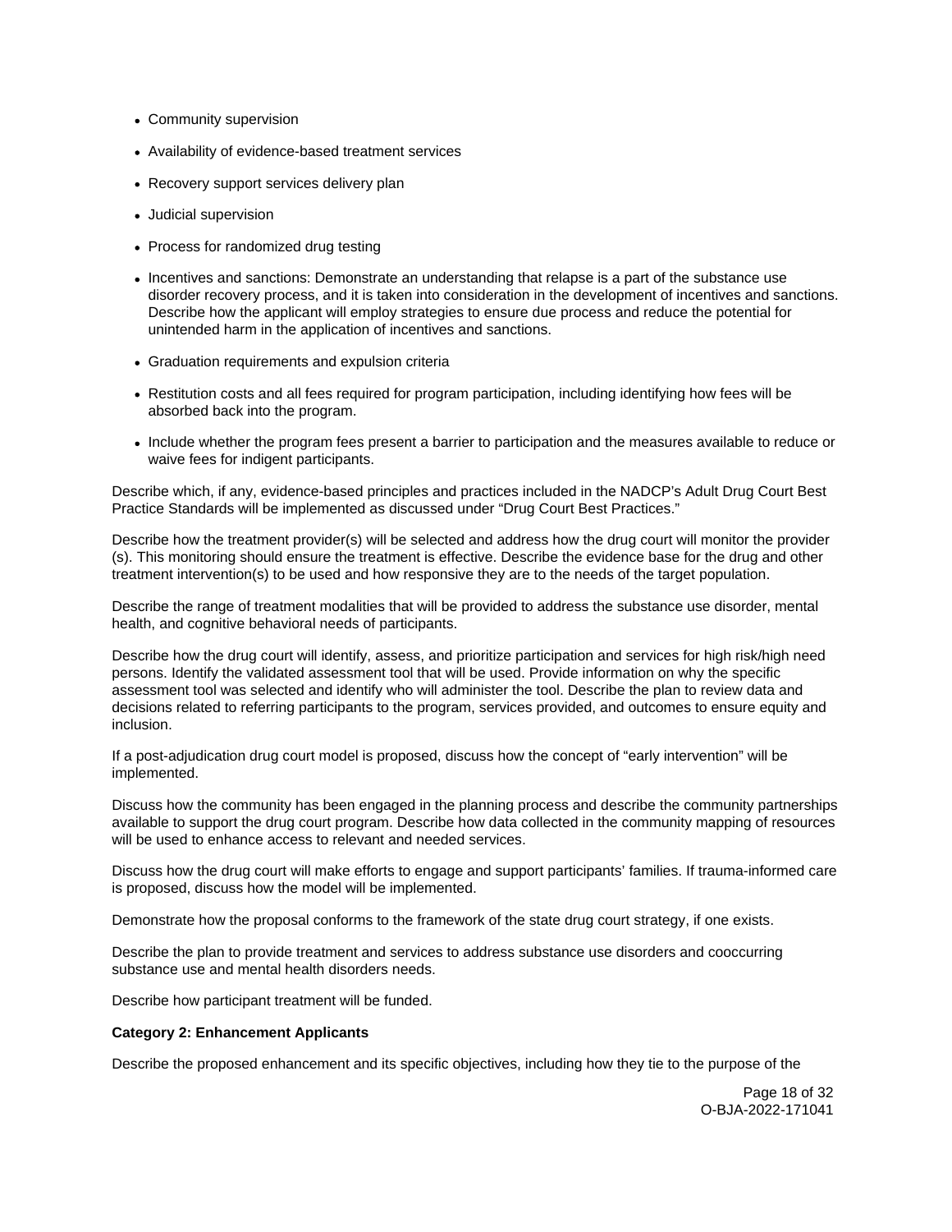- Community supervision
- Availability of evidence-based treatment services
- Recovery support services delivery plan
- Judicial supervision
- Process for randomized drug testing
- Incentives and sanctions: Demonstrate an understanding that relapse is a part of the substance use disorder recovery process, and it is taken into consideration in the development of incentives and sanctions. Describe how the applicant will employ strategies to ensure due process and reduce the potential for unintended harm in the application of incentives and sanctions.
- Graduation requirements and expulsion criteria
- Restitution costs and all fees required for program participation, including identifying how fees will be absorbed back into the program.
- Include whether the program fees present a barrier to participation and the measures available to reduce or waive fees for indigent participants.

Describe which, if any, evidence-based principles and practices included in the NADCP's Adult Drug Court Best Practice Standards will be implemented as discussed under "Drug Court Best Practices."

Describe how the treatment provider(s) will be selected and address how the drug court will monitor the provider (s). This monitoring should ensure the treatment is effective. Describe the evidence base for the drug and other treatment intervention(s) to be used and how responsive they are to the needs of the target population.

Describe the range of treatment modalities that will be provided to address the substance use disorder, mental health, and cognitive behavioral needs of participants.

Describe how the drug court will identify, assess, and prioritize participation and services for high risk/high need persons. Identify the validated assessment tool that will be used. Provide information on why the specific assessment tool was selected and identify who will administer the tool. Describe the plan to review data and decisions related to referring participants to the program, services provided, and outcomes to ensure equity and inclusion.

If a post-adjudication drug court model is proposed, discuss how the concept of "early intervention" will be implemented.

Discuss how the community has been engaged in the planning process and describe the community partnerships available to support the drug court program. Describe how data collected in the community mapping of resources will be used to enhance access to relevant and needed services.

Discuss how the drug court will make efforts to engage and support participants' families. If trauma-informed care is proposed, discuss how the model will be implemented.

Demonstrate how the proposal conforms to the framework of the state drug court strategy, if one exists.

Describe the plan to provide treatment and services to address substance use disorders and cooccurring substance use and mental health disorders needs.

Describe how participant treatment will be funded.

**Category 2: Enhancement Applicants**

Describe the proposed enhancement and its specific objectives, including how they tie to the purpose of the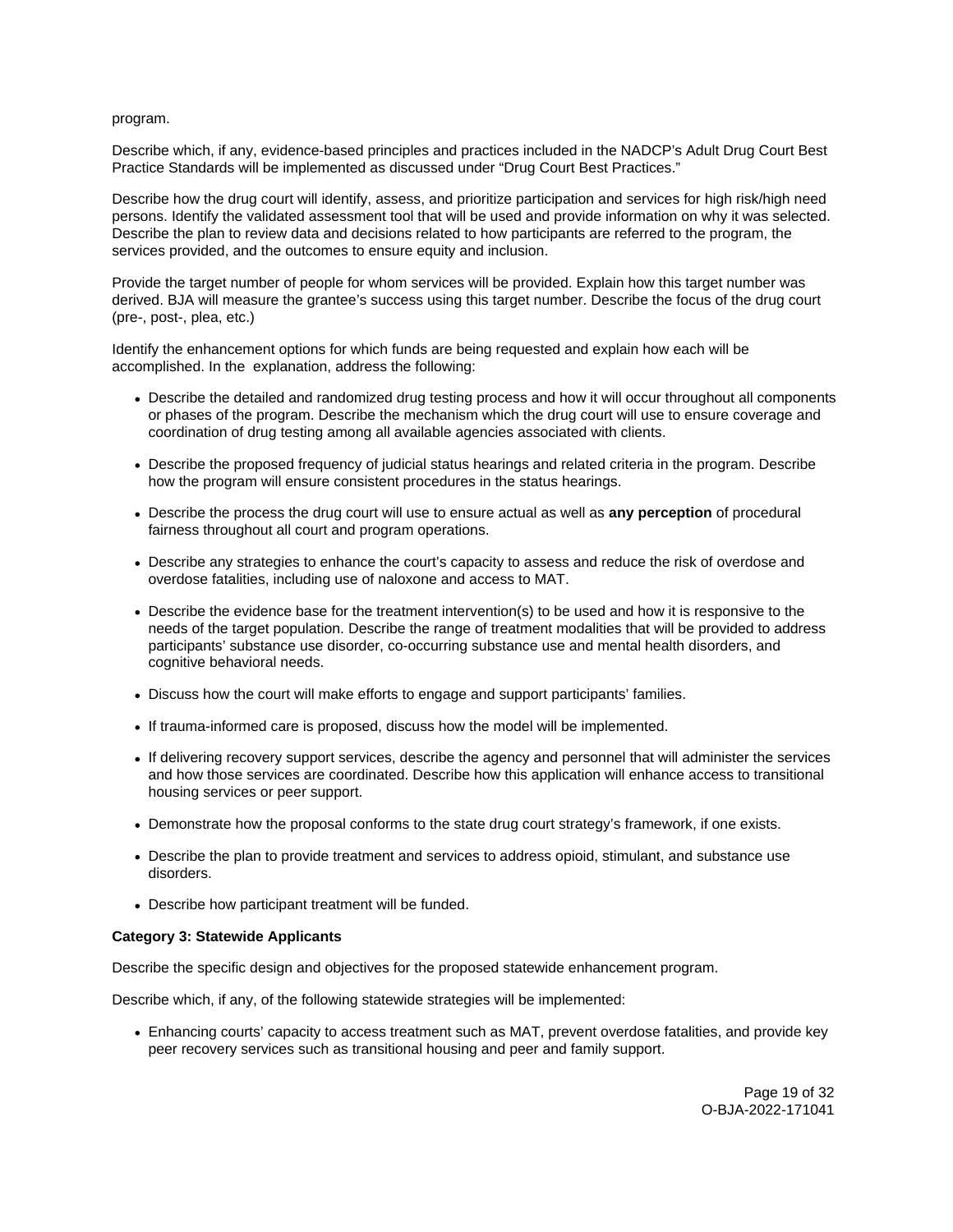program.

Describe which, if any, evidence-based principles and practices included in the NADCP's Adult Drug Court Best Practice Standards will be implemented as discussed under "Drug Court Best Practices."

Describe how the drug court will identify, assess, and prioritize participation and services for high risk/high need persons. Identify the validated assessment tool that will be used and provide information on why it was selected. Describe the plan to review data and decisions related to how participants are referred to the program, the services provided, and the outcomes to ensure equity and inclusion.

Provide the target number of people for whom services will be provided. Explain how this target number was derived. BJA will measure the grantee's success using this target number. Describe the focus of the drug court (pre-, post-, plea, etc.)

Identify the enhancement options for which funds are being requested and explain how each will be accomplished. In the explanation, address the following:

- Describe the detailed and randomized drug testing process and how it will occur throughout all components or phases of the program. Describe the mechanism which the drug court will use to ensure coverage and coordination of drug testing among all available agencies associated with clients.
- Describe the proposed frequency of judicial status hearings and related criteria in the program. Describe how the program will ensure consistent procedures in the status hearings.
- Describe the process the drug court will use to ensure actual as well as **any perception** of procedural fairness throughout all court and program operations.
- Describe any strategies to enhance the court's capacity to assess and reduce the risk of overdose and overdose fatalities, including use of naloxone and access to MAT.
- Describe the evidence base for the treatment intervention(s) to be used and how it is responsive to the needs of the target population. Describe the range of treatment modalities that will be provided to address participants' substance use disorder, co-occurring substance use and mental health disorders, and cognitive behavioral needs.
- Discuss how the court will make efforts to engage and support participants' families.
- If trauma-informed care is proposed, discuss how the model will be implemented.
- If delivering recovery support services, describe the agency and personnel that will administer the services and how those services are coordinated. Describe how this application will enhance access to transitional housing services or peer support.
- Demonstrate how the proposal conforms to the state drug court strategy's framework, if one exists.
- Describe the plan to provide treatment and services to address opioid, stimulant, and substance use disorders.
- Describe how participant treatment will be funded.

**Category 3: Statewide Applicants**

Describe the specific design and objectives for the proposed statewide enhancement program.

Describe which, if any, of the following statewide strategies will be implemented:

- Enhancing courts' capacity to access treatment such as MAT, prevent overdose fatalities, and provide key peer recovery services such as transitional housing and peer and family support.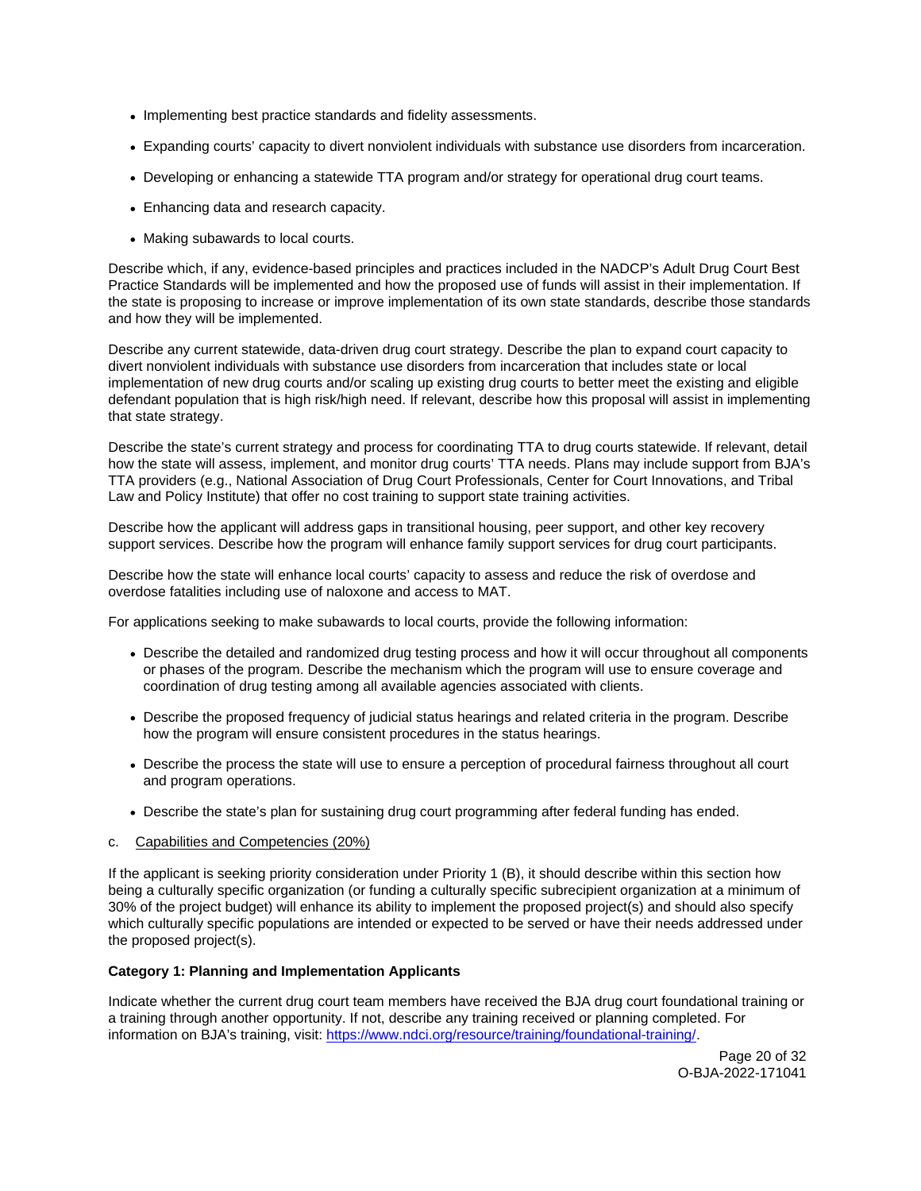- Implementing best practice standards and fidelity assessments.
- Expanding courts' capacity to divert nonviolent individuals with substance use disorders from incarceration.
- Developing or enhancing a statewide TTA program and/or strategy for operational drug court teams.
- Enhancing data and research capacity.
- Making subawards to local courts.

Describe which, if any, evidence-based principles and practices included in the NADCP's Adult Drug Court Best Practice Standards will be implemented and how the proposed use of funds will assist in their implementation. If the state is proposing to increase or improve implementation of its own state standards, describe those standards and how they will be implemented.

Describe any current statewide, data-driven drug court strategy. Describe the plan to expand court capacity to divert nonviolent individuals with substance use disorders from incarceration that includes state or local implementation of new drug courts and/or scaling up existing drug courts to better meet the existing and eligible defendant population that is high risk/high need. If relevant, describe how this proposal will assist in implementing that state strategy.

Describe the state's current strategy and process for coordinating TTA to drug courts statewide. If relevant, detail how the state will assess, implement, and monitor drug courts' TTA needs. Plans may include support from BJA's TTA providers (e.g., National Association of Drug Court Professionals, Center for Court Innovations, and Tribal Law and Policy Institute) that offer no cost training to support state training activities.

Describe how the applicant will address gaps in transitional housing, peer support, and other key recovery support services. Describe how the program will enhance family support services for drug court participants.

Describe how the state will enhance local courts' capacity to assess and reduce the risk of overdose and overdose fatalities including use of naloxone and access to MAT.

For applications seeking to make subawards to local courts, provide the following information:

- Describe the detailed and randomized drug testing process and how it will occur throughout all components or phases of the program. Describe the mechanism which the program will use to ensure coverage and coordination of drug testing among all available agencies associated with clients.
- Describe the proposed frequency of judicial status hearings and related criteria in the program. Describe how the program will ensure consistent procedures in the status hearings.
- Describe the process the state will use to ensure a perception of procedural fairness throughout all court and program operations.
- Describe the state's plan for sustaining drug court programming after federal funding has ended.

c. Capabilities and Competencies (20%)

If the applicant is seeking priority consideration under Priority 1 (B), it should describe within this section how being a culturally specific organization (or funding a culturally specific subrecipient organization at a minimum of 30% of the project budget) will enhance its ability to implement the proposed project(s) and should also specify which culturally specific populations are intended or expected to be served or have their needs addressed under the proposed project(s).

**Category 1: Planning and Implementation Applicants**

Indicate whether the current drug court team members have received the BJA drug court foundational training or a training through another opportunity. If not, describe any training received or planning completed. For information on BJA's training, visit: [https://www.ndci.org/resource/training/foundational-training/](https://www.ndci.org/resource/training/foundational-training/).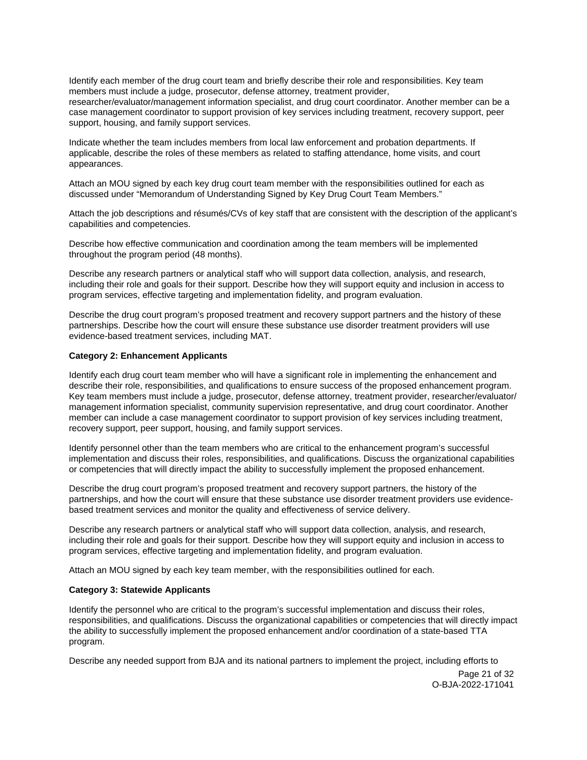Identify each member of the drug court team and briefly describe their role and responsibilities. Key team members must include a judge, prosecutor, defense attorney, treatment provider, researcher/evaluator/management information specialist, and drug court coordinator. Another member can be a case management coordinator to support provision of key services including treatment, recovery support, peer support, housing, and family support services.

Indicate whether the team includes members from local law enforcement and probation departments. If applicable, describe the roles of these members as related to staffing attendance, home visits, and court appearances.

Attach an MOU signed by each key drug court team member with the responsibilities outlined for each as discussed under "Memorandum of Understanding Signed by Key Drug Court Team Members."

Attach the job descriptions and résumés/CVs of key staff that are consistent with the description of the applicant's capabilities and competencies.

Describe how effective communication and coordination among the team members will be implemented throughout the program period (48 months).

Describe any research partners or analytical staff who will support data collection, analysis, and research, including their role and goals for their support. Describe how they will support equity and inclusion in access to program services, effective targeting and implementation fidelity, and program evaluation.

Describe the drug court program's proposed treatment and recovery support partners and the history of these partnerships. Describe how the court will ensure these substance use disorder treatment providers will use evidence-based treatment services, including MAT.

**Category 2: Enhancement Applicants**

Identify each drug court team member who will have a significant role in implementing the enhancement and describe their role, responsibilities, and qualifications to ensure success of the proposed enhancement program. Key team members must include a judge, prosecutor, defense attorney, treatment provider, researcher/evaluator/management information specialist, community supervision representative, and drug court coordinator. Another member can include a case management coordinator to support provision of key services including treatment, recovery support, peer support, housing, and family support services.

Identify personnel other than the team members who are critical to the enhancement program's successful implementation and discuss their roles, responsibilities, and qualifications. Discuss the organizational capabilities or competencies that will directly impact the ability to successfully implement the proposed enhancement.

Describe the drug court program's proposed treatment and recovery support partners, the history of the partnerships, and how the court will ensure that these substance use disorder treatment providers use evidence-based treatment services and monitor the quality and effectiveness of service delivery.

Describe any research partners or analytical staff who will support data collection, analysis, and research, including their role and goals for their support. Describe how they will support equity and inclusion in access to program services, effective targeting and implementation fidelity, and program evaluation.

Attach an MOU signed by each key team member, with the responsibilities outlined for each.

**Category 3: Statewide Applicants**

Identify the personnel who are critical to the program's successful implementation and discuss their roles, responsibilities, and qualifications. Discuss the organizational capabilities or competencies that will directly impact the ability to successfully implement the proposed enhancement and/or coordination of a state-based TTA program.

Describe any needed support from BJA and its national partners to implement the project, including efforts to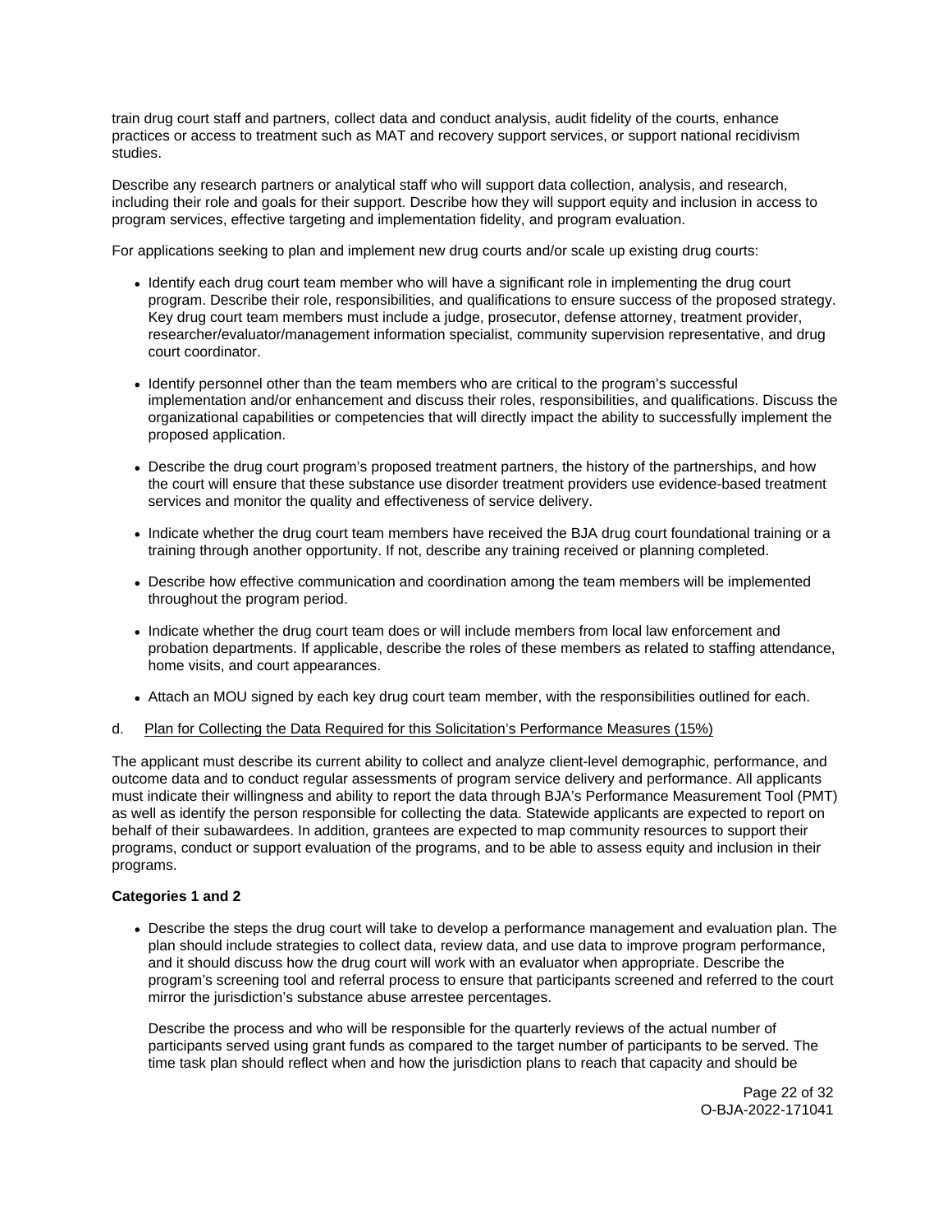train drug court staff and partners, collect data and conduct analysis, audit fidelity of the courts, enhance practices or access to treatment such as MAT and recovery support services, or support national recidivism studies.

Describe any research partners or analytical staff who will support data collection, analysis, and research, including their role and goals for their support. Describe how they will support equity and inclusion in access to program services, effective targeting and implementation fidelity, and program evaluation.

For applications seeking to plan and implement new drug courts and/or scale up existing drug courts:

- Identify each drug court team member who will have a significant role in implementing the drug court program. Describe their role, responsibilities, and qualifications to ensure success of the proposed strategy. Key drug court team members must include a judge, prosecutor, defense attorney, treatment provider, researcher/evaluator/management information specialist, community supervision representative, and drug court coordinator.
- Identify personnel other than the team members who are critical to the program's successful implementation and/or enhancement and discuss their roles, responsibilities, and qualifications. Discuss the organizational capabilities or competencies that will directly impact the ability to successfully implement the proposed application.
- Describe the drug court program's proposed treatment partners, the history of the partnerships, and how the court will ensure that these substance use disorder treatment providers use evidence-based treatment services and monitor the quality and effectiveness of service delivery.
- Indicate whether the drug court team members have received the BJA drug court foundational training or a training through another opportunity. If not, describe any training received or planning completed.
- Describe how effective communication and coordination among the team members will be implemented throughout the program period.
- Indicate whether the drug court team does or will include members from local law enforcement and probation departments. If applicable, describe the roles of these members as related to staffing attendance, home visits, and court appearances.
- Attach an MOU signed by each key drug court team member, with the responsibilities outlined for each.

d. Plan for Collecting the Data Required for this Solicitation's Performance Measures (15%)

The applicant must describe its current ability to collect and analyze client-level demographic, performance, and outcome data and to conduct regular assessments of program service delivery and performance. All applicants must indicate their willingness and ability to report the data through BJA's Performance Measurement Tool (PMT) as well as identify the person responsible for collecting the data. Statewide applicants are expected to report on behalf of their subawardees. In addition, grantees are expected to map community resources to support their programs, conduct or support evaluation of the programs, and to be able to assess equity and inclusion in their programs.

**Categories 1 and 2**

- Describe the steps the drug court will take to develop a performance management and evaluation plan. The plan should include strategies to collect data, review data, and use data to improve program performance, and it should discuss how the drug court will work with an evaluator when appropriate. Describe the program's screening tool and referral process to ensure that participants screened and referred to the court mirror the jurisdiction's substance abuse arrestee percentages.

  Describe the process and who will be responsible for the quarterly reviews of the actual number of participants served using grant funds as compared to the target number of participants to be served. The time task plan should reflect when and how the jurisdiction plans to reach that capacity and should be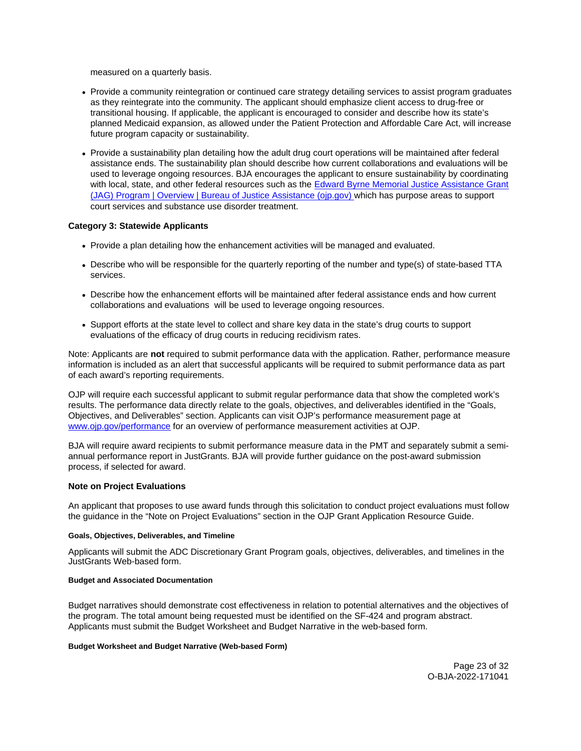measured on a quarterly basis.

- Provide a community reintegration or continued care strategy detailing services to assist program graduates as they reintegrate into the community. The applicant should emphasize client access to drug-free or transitional housing. If applicable, the applicant is encouraged to consider and describe how its state's planned Medicaid expansion, as allowed under the Patient Protection and Affordable Care Act, will increase future program capacity or sustainability.
- Provide a sustainability plan detailing how the adult drug court operations will be maintained after federal assistance ends. The sustainability plan should describe how current collaborations and evaluations will be used to leverage ongoing resources. BJA encourages the applicant to ensure sustainability by coordinating with local, state, and other federal resources such as the Edward Byrne Memorial Justice Assistance Grant (JAG) Program | Overview | Bureau of Justice Assistance (ojp.gov) which has purpose areas to support court services and substance use disorder treatment.

**Category 3: Statewide Applicants**

- Provide a plan detailing how the enhancement activities will be managed and evaluated.
- Describe who will be responsible for the quarterly reporting of the number and type(s) of state-based TTA services.
- Describe how the enhancement efforts will be maintained after federal assistance ends and how current collaborations and evaluations will be used to leverage ongoing resources.
- Support efforts at the state level to collect and share key data in the state's drug courts to support evaluations of the efficacy of drug courts in reducing recidivism rates.

Note: Applicants are **not** required to submit performance data with the application. Rather, performance measure information is included as an alert that successful applicants will be required to submit performance data as part of each award's reporting requirements.

OJP will require each successful applicant to submit regular performance data that show the completed work's results. The performance data directly relate to the goals, objectives, and deliverables identified in the "Goals, Objectives, and Deliverables" section. Applicants can visit OJP's performance measurement page at www.ojp.gov/performance for an overview of performance measurement activities at OJP.

BJA will require award recipients to submit performance measure data in the PMT and separately submit a semi-annual performance report in JustGrants. BJA will provide further guidance on the post-award submission process, if selected for award.

### Note on Project Evaluations

An applicant that proposes to use award funds through this solicitation to conduct project evaluations must follow the guidance in the "Note on Project Evaluations" section in the OJP Grant Application Resource Guide.

#### Goals, Objectives, Deliverables, and Timeline

Applicants will submit the ADC Discretionary Grant Program goals, objectives, deliverables, and timelines in the JustGrants Web-based form.

#### Budget and Associated Documentation

Budget narratives should demonstrate cost effectiveness in relation to potential alternatives and the objectives of the program. The total amount being requested must be identified on the SF-424 and program abstract. Applicants must submit the Budget Worksheet and Budget Narrative in the web-based form.

#### Budget Worksheet and Budget Narrative (Web-based Form)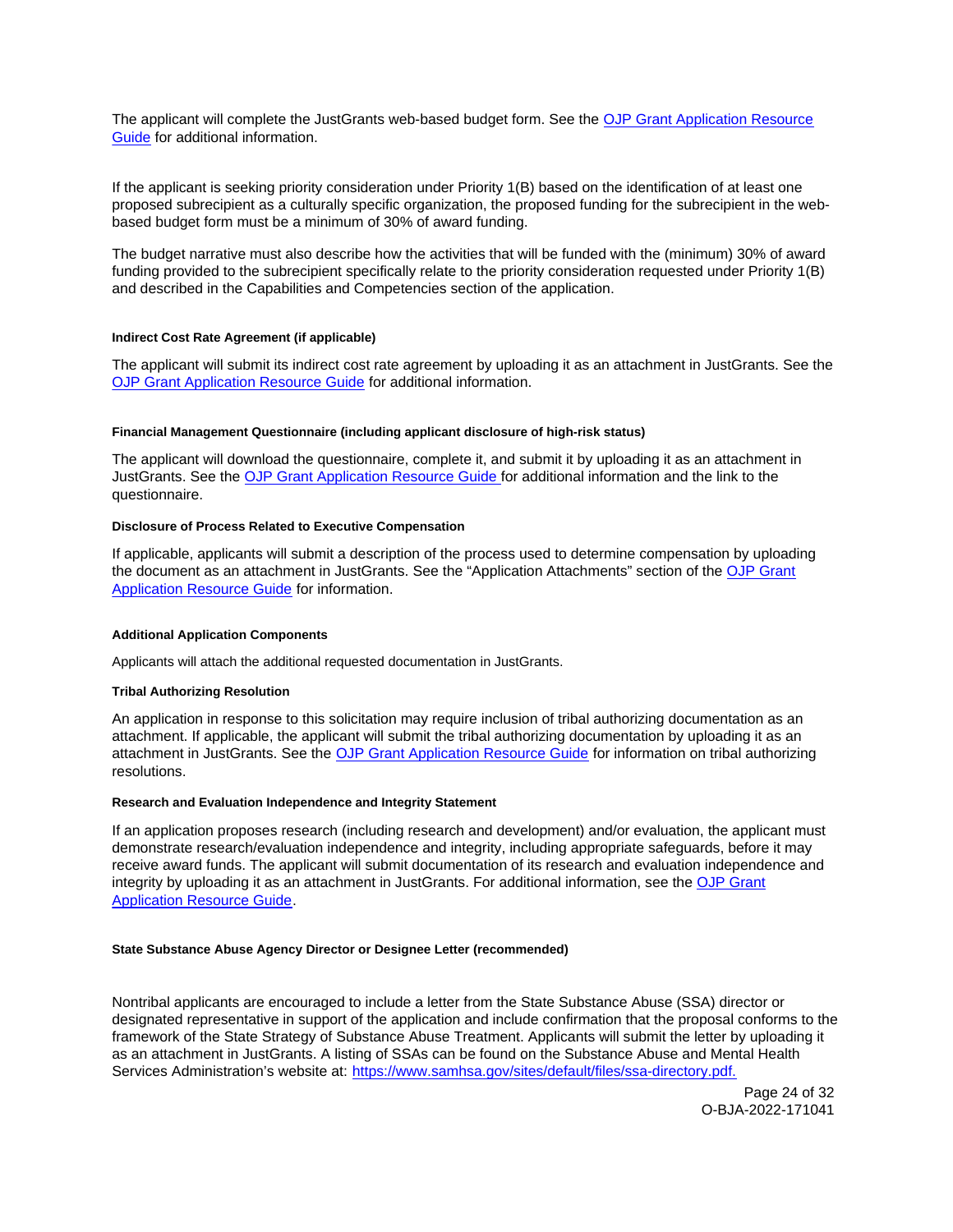The applicant will complete the JustGrants web-based budget form. See the [OJP Grant Application Resource Guide](#) for additional information.

If the applicant is seeking priority consideration under Priority 1(B) based on the identification of at least one proposed subrecipient as a culturally specific organization, the proposed funding for the subrecipient in the web-based budget form must be a minimum of 30% of award funding.

The budget narrative must also describe how the activities that will be funded with the (minimum) 30% of award funding provided to the subrecipient specifically relate to the priority consideration requested under Priority 1(B) and described in the Capabilities and Competencies section of the application.

#### Indirect Cost Rate Agreement (if applicable)

The applicant will submit its indirect cost rate agreement by uploading it as an attachment in JustGrants. See the [OJP Grant Application Resource Guide](#) for additional information.

#### Financial Management Questionnaire (including applicant disclosure of high-risk status)

The applicant will download the questionnaire, complete it, and submit it by uploading it as an attachment in JustGrants. See the [OJP Grant Application Resource Guide](#) for additional information and the link to the questionnaire.

#### Disclosure of Process Related to Executive Compensation

If applicable, applicants will submit a description of the process used to determine compensation by uploading the document as an attachment in JustGrants. See the "Application Attachments" section of the [OJP Grant Application Resource Guide](#) for information.

#### Additional Application Components

Applicants will attach the additional requested documentation in JustGrants.

#### Tribal Authorizing Resolution

An application in response to this solicitation may require inclusion of tribal authorizing documentation as an attachment. If applicable, the applicant will submit the tribal authorizing documentation by uploading it as an attachment in JustGrants. See the [OJP Grant Application Resource Guide](#) for information on tribal authorizing resolutions.

#### Research and Evaluation Independence and Integrity Statement

If an application proposes research (including research and development) and/or evaluation, the applicant must demonstrate research/evaluation independence and integrity, including appropriate safeguards, before it may receive award funds. The applicant will submit documentation of its research and evaluation independence and integrity by uploading it as an attachment in JustGrants. For additional information, see the [OJP Grant Application Resource Guide](#).

#### State Substance Abuse Agency Director or Designee Letter (recommended)

Nontribal applicants are encouraged to include a letter from the State Substance Abuse (SSA) director or designated representative in support of the application and include confirmation that the proposal conforms to the framework of the State Strategy of Substance Abuse Treatment. Applicants will submit the letter by uploading it as an attachment in JustGrants. A listing of SSAs can be found on the Substance Abuse and Mental Health Services Administration's website at: [https://www.samhsa.gov/sites/default/files/ssa-directory.pdf.](https://www.samhsa.gov/sites/default/files/ssa-directory.pdf)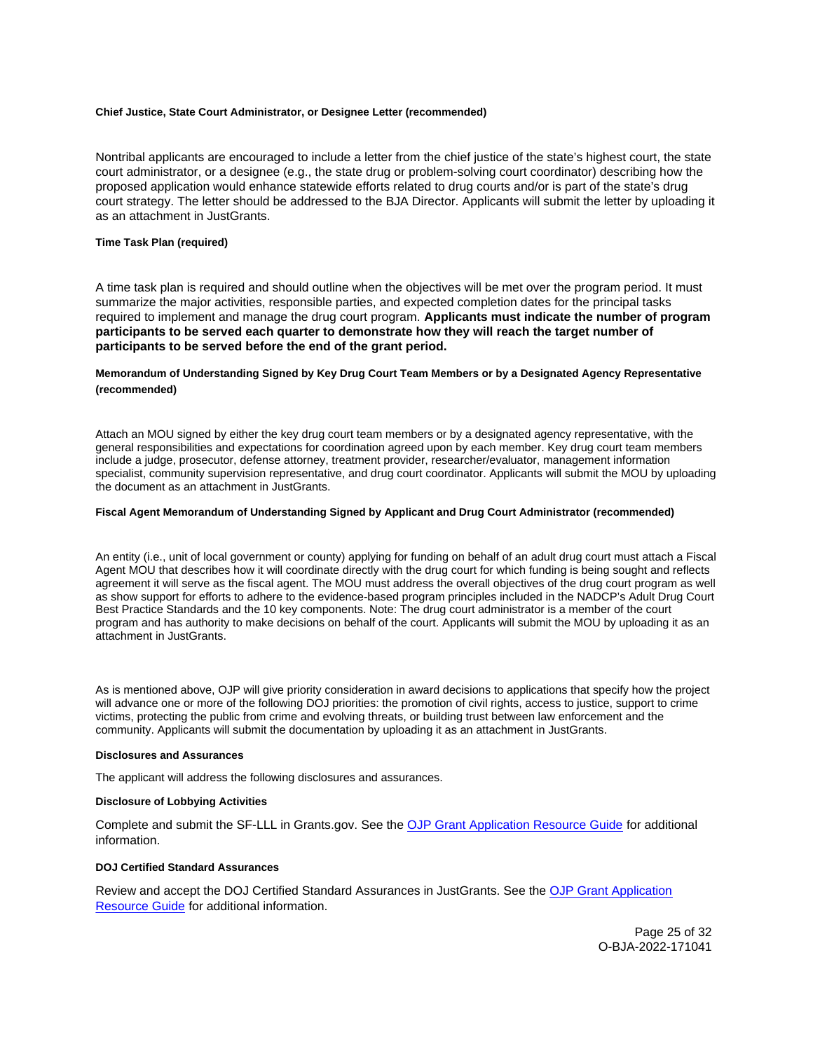#### Chief Justice, State Court Administrator, or Designee Letter (recommended)

Nontribal applicants are encouraged to include a letter from the chief justice of the state's highest court, the state court administrator, or a designee (e.g., the state drug or problem-solving court coordinator) describing how the proposed application would enhance statewide efforts related to drug courts and/or is part of the state's drug court strategy. The letter should be addressed to the BJA Director. Applicants will submit the letter by uploading it as an attachment in JustGrants.

#### Time Task Plan (required)

A time task plan is required and should outline when the objectives will be met over the program period. It must summarize the major activities, responsible parties, and expected completion dates for the principal tasks required to implement and manage the drug court program. **Applicants must indicate the number of program participants to be served each quarter to demonstrate how they will reach the target number of participants to be served before the end of the grant period.**

#### Memorandum of Understanding Signed by Key Drug Court Team Members or by a Designated Agency Representative (recommended)

Attach an MOU signed by either the key drug court team members or by a designated agency representative, with the general responsibilities and expectations for coordination agreed upon by each member. Key drug court team members include a judge, prosecutor, defense attorney, treatment provider, researcher/evaluator, management information specialist, community supervision representative, and drug court coordinator. Applicants will submit the MOU by uploading the document as an attachment in JustGrants.

#### Fiscal Agent Memorandum of Understanding Signed by Applicant and Drug Court Administrator (recommended)

An entity (i.e., unit of local government or county) applying for funding on behalf of an adult drug court must attach a Fiscal Agent MOU that describes how it will coordinate directly with the drug court for which funding is being sought and reflects agreement it will serve as the fiscal agent. The MOU must address the overall objectives of the drug court program as well as show support for efforts to adhere to the evidence-based program principles included in the NADCP's Adult Drug Court Best Practice Standards and the 10 key components. Note: The drug court administrator is a member of the court program and has authority to make decisions on behalf of the court. Applicants will submit the MOU by uploading it as an attachment in JustGrants.

As is mentioned above, OJP will give priority consideration in award decisions to applications that specify how the project will advance one or more of the following DOJ priorities: the promotion of civil rights, access to justice, support to crime victims, protecting the public from crime and evolving threats, or building trust between law enforcement and the community. Applicants will submit the documentation by uploading it as an attachment in JustGrants.

#### Disclosures and Assurances

The applicant will address the following disclosures and assurances.

#### Disclosure of Lobbying Activities

Complete and submit the SF-LLL in Grants.gov. See the OJP Grant Application Resource Guide for additional information.

#### DOJ Certified Standard Assurances

Review and accept the DOJ Certified Standard Assurances in JustGrants. See the OJP Grant Application Resource Guide for additional information.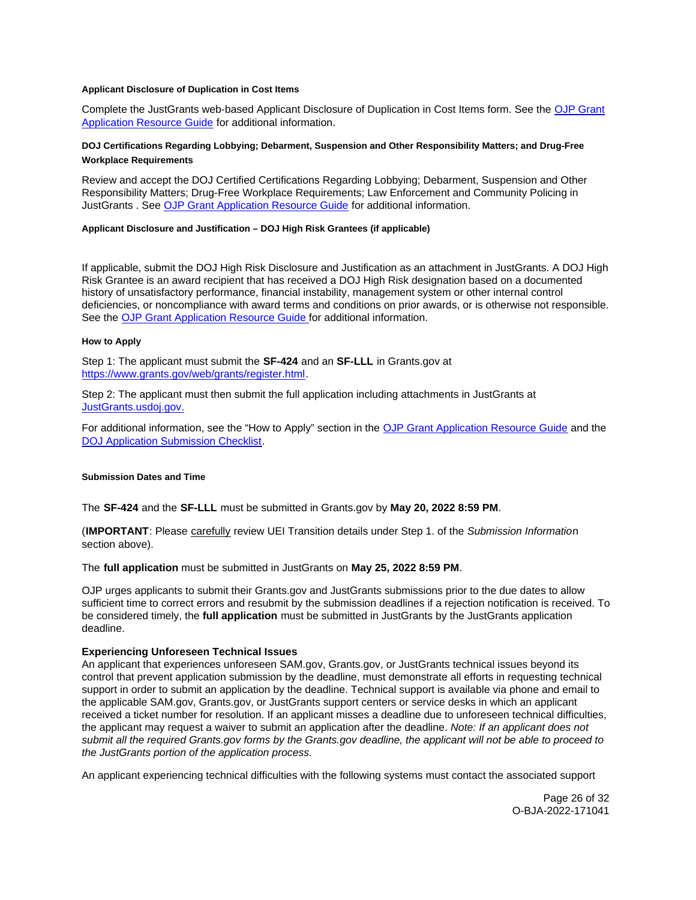#### Applicant Disclosure of Duplication in Cost Items

Complete the JustGrants web-based Applicant Disclosure of Duplication in Cost Items form. See the [OJP Grant Application Resource Guide](https://www.ojp.gov/funding/apply/ojp-grant-application-resource-guide) for additional information.

#### DOJ Certifications Regarding Lobbying; Debarment, Suspension and Other Responsibility Matters; and Drug-Free Workplace Requirements

Review and accept the DOJ Certified Certifications Regarding Lobbying; Debarment, Suspension and Other Responsibility Matters; Drug-Free Workplace Requirements; Law Enforcement and Community Policing in JustGrants . See [OJP Grant Application Resource Guide](https://www.ojp.gov/funding/apply/ojp-grant-application-resource-guide) for additional information.

#### Applicant Disclosure and Justification – DOJ High Risk Grantees (if applicable)

If applicable, submit the DOJ High Risk Disclosure and Justification as an attachment in JustGrants. A DOJ High Risk Grantee is an award recipient that has received a DOJ High Risk designation based on a documented history of unsatisfactory performance, financial instability, management system or other internal control deficiencies, or noncompliance with award terms and conditions on prior awards, or is otherwise not responsible. See the [OJP Grant Application Resource Guide](https://www.ojp.gov/funding/apply/ojp-grant-application-resource-guide) for additional information.

#### How to Apply

Step 1: The applicant must submit the **SF-424** and an **SF-LLL** in Grants.gov at [https://www.grants.gov/web/grants/register.html](https://www.grants.gov/web/grants/register.html).

Step 2: The applicant must then submit the full application including attachments in JustGrants at [JustGrants.usdoj.gov.](https://justgrants.usdoj.gov)

For additional information, see the "How to Apply" section in the [OJP Grant Application Resource Guide](https://www.ojp.gov/funding/apply/ojp-grant-application-resource-guide) and the [DOJ Application Submission Checklist](https://justicegrants.usdoj.gov/sites/g/files/xyckuh296/files/media/document/appln-submission-checklist.pdf).

#### Submission Dates and Time

The **SF-424** and the **SF-LLL** must be submitted in Grants.gov by **May 20, 2022 8:59 PM**.

(**IMPORTANT**: Please carefully review UEI Transition details under Step 1. of the *Submission Informatio*n section above).

The **full application** must be submitted in JustGrants on **May 25, 2022 8:59 PM**.

OJP urges applicants to submit their Grants.gov and JustGrants submissions prior to the due dates to allow sufficient time to correct errors and resubmit by the submission deadlines if a rejection notification is received. To be considered timely, the **full application** must be submitted in JustGrants by the JustGrants application deadline.

#### Experiencing Unforeseen Technical Issues

An applicant that experiences unforeseen SAM.gov, Grants.gov, or JustGrants technical issues beyond its control that prevent application submission by the deadline, must demonstrate all efforts in requesting technical support in order to submit an application by the deadline. Technical support is available via phone and email to the applicable SAM.gov, Grants.gov, or JustGrants support centers or service desks in which an applicant received a ticket number for resolution. If an applicant misses a deadline due to unforeseen technical difficulties, the applicant may request a waiver to submit an application after the deadline. *Note: If an applicant does not submit all the required Grants.gov forms by the Grants.gov deadline, the applicant will not be able to proceed to the JustGrants portion of the application process.*

An applicant experiencing technical difficulties with the following systems must contact the associated support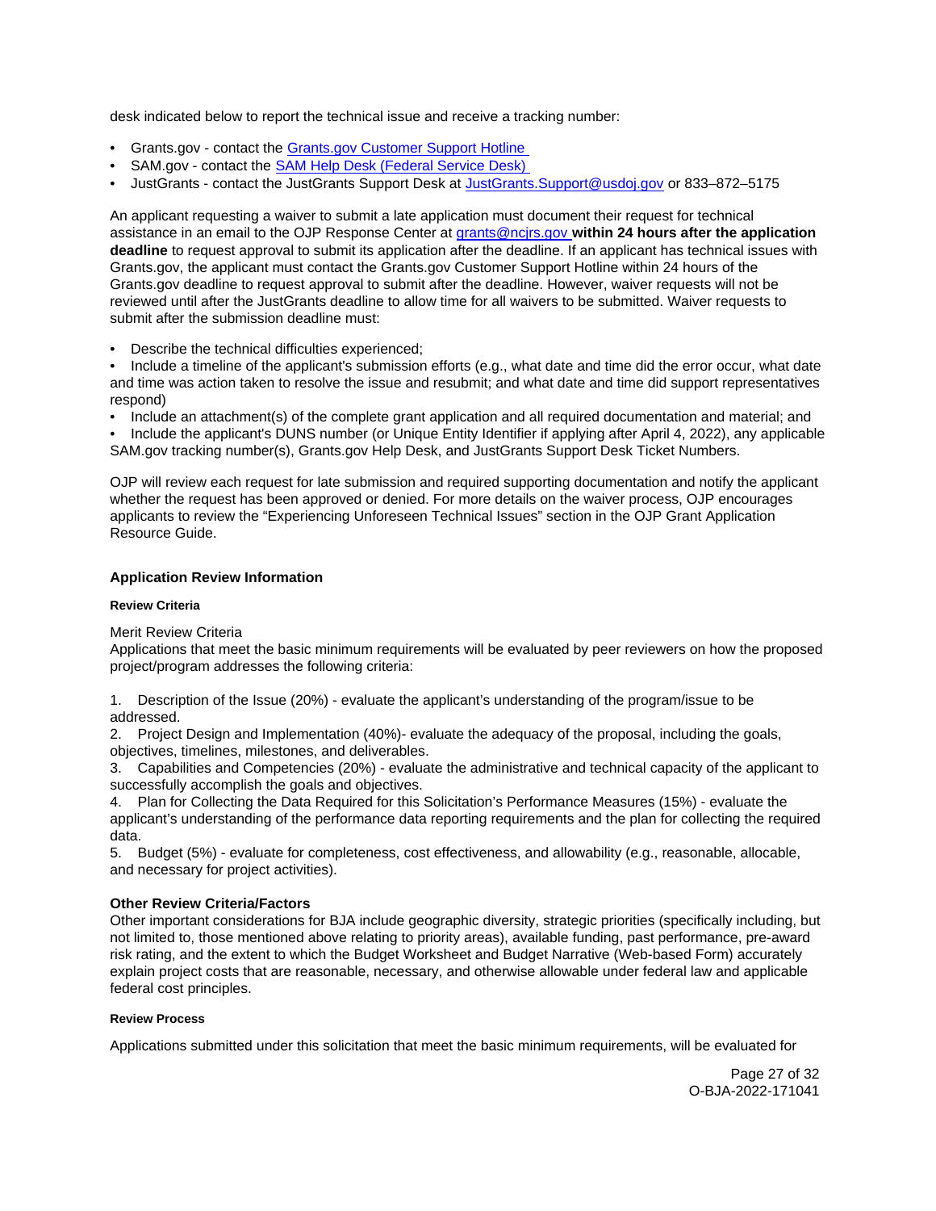desk indicated below to report the technical issue and receive a tracking number:

- Grants.gov - contact the [Grants.gov Customer Support Hotline](#)
- SAM.gov - contact the [SAM Help Desk (Federal Service Desk)](#)
- JustGrants - contact the JustGrants Support Desk at [JustGrants.Support@usdoj.gov](mailto:JustGrants.Support@usdoj.gov) or 833–872–5175

An applicant requesting a waiver to submit a late application must document their request for technical assistance in an email to the OJP Response Center at [grants@ncjrs.gov](mailto:grants@ncjrs.gov) **within 24 hours after the application deadline** to request approval to submit its application after the deadline. If an applicant has technical issues with Grants.gov, the applicant must contact the Grants.gov Customer Support Hotline within 24 hours of the Grants.gov deadline to request approval to submit after the deadline. However, waiver requests will not be reviewed until after the JustGrants deadline to allow time for all waivers to be submitted. Waiver requests to submit after the submission deadline must:

- Describe the technical difficulties experienced;
- Include a timeline of the applicant's submission efforts (e.g., what date and time did the error occur, what date and time was action taken to resolve the issue and resubmit; and what date and time did support representatives respond)
- Include an attachment(s) of the complete grant application and all required documentation and material; and
- Include the applicant's DUNS number (or Unique Entity Identifier if applying after April 4, 2022), any applicable SAM.gov tracking number(s), Grants.gov Help Desk, and JustGrants Support Desk Ticket Numbers.

OJP will review each request for late submission and required supporting documentation and notify the applicant whether the request has been approved or denied. For more details on the waiver process, OJP encourages applicants to review the "Experiencing Unforeseen Technical Issues" section in the OJP Grant Application Resource Guide.

### Application Review Information

#### Review Criteria

Merit Review Criteria

Applications that meet the basic minimum requirements will be evaluated by peer reviewers on how the proposed project/program addresses the following criteria:

1. Description of the Issue (20%) - evaluate the applicant's understanding of the program/issue to be addressed.
2. Project Design and Implementation (40%)- evaluate the adequacy of the proposal, including the goals, objectives, timelines, milestones, and deliverables.
3. Capabilities and Competencies (20%) - evaluate the administrative and technical capacity of the applicant to successfully accomplish the goals and objectives.
4. Plan for Collecting the Data Required for this Solicitation's Performance Measures (15%) - evaluate the applicant's understanding of the performance data reporting requirements and the plan for collecting the required data.
5. Budget (5%) - evaluate for completeness, cost effectiveness, and allowability (e.g., reasonable, allocable, and necessary for project activities).

**Other Review Criteria/Factors**

Other important considerations for BJA include geographic diversity, strategic priorities (specifically including, but not limited to, those mentioned above relating to priority areas), available funding, past performance, pre-award risk rating, and the extent to which the Budget Worksheet and Budget Narrative (Web-based Form) accurately explain project costs that are reasonable, necessary, and otherwise allowable under federal law and applicable federal cost principles.

#### Review Process

Applications submitted under this solicitation that meet the basic minimum requirements, will be evaluated for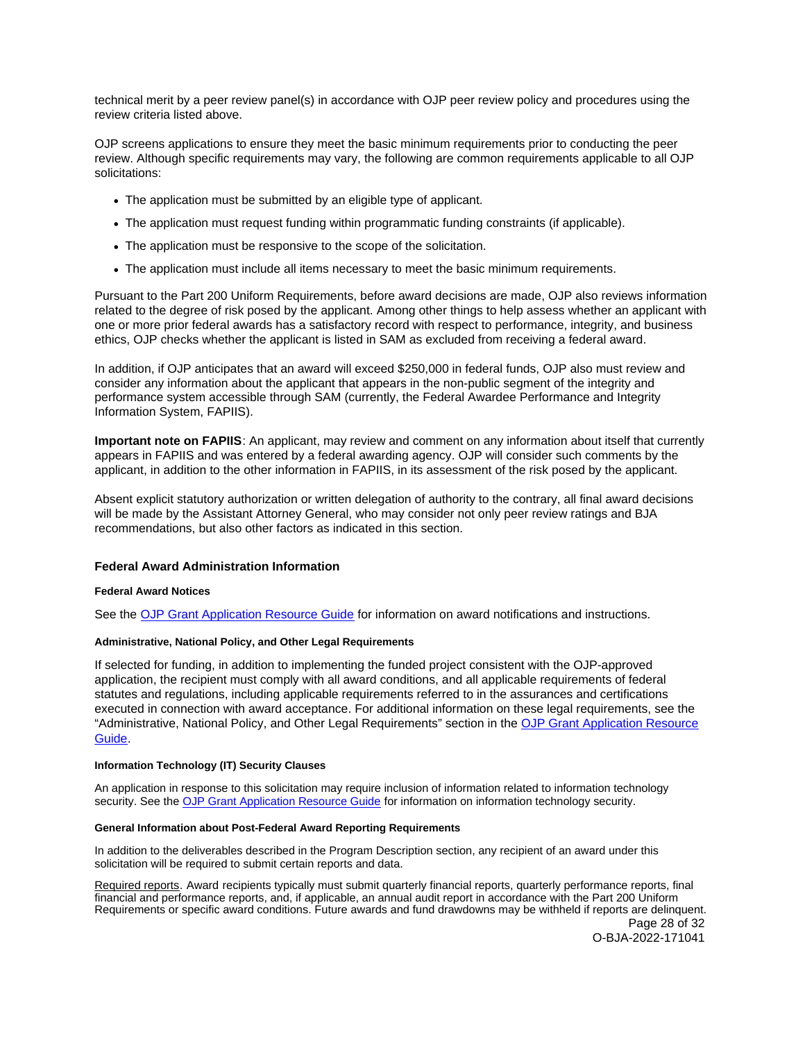technical merit by a peer review panel(s) in accordance with OJP peer review policy and procedures using the review criteria listed above.

OJP screens applications to ensure they meet the basic minimum requirements prior to conducting the peer review. Although specific requirements may vary, the following are common requirements applicable to all OJP solicitations:

- The application must be submitted by an eligible type of applicant.
- The application must request funding within programmatic funding constraints (if applicable).
- The application must be responsive to the scope of the solicitation.
- The application must include all items necessary to meet the basic minimum requirements.

Pursuant to the Part 200 Uniform Requirements, before award decisions are made, OJP also reviews information related to the degree of risk posed by the applicant. Among other things to help assess whether an applicant with one or more prior federal awards has a satisfactory record with respect to performance, integrity, and business ethics, OJP checks whether the applicant is listed in SAM as excluded from receiving a federal award.

In addition, if OJP anticipates that an award will exceed $250,000 in federal funds, OJP also must review and consider any information about the applicant that appears in the non-public segment of the integrity and performance system accessible through SAM (currently, the Federal Awardee Performance and Integrity Information System, FAPIIS).

**Important note on FAPIIS**: An applicant, may review and comment on any information about itself that currently appears in FAPIIS and was entered by a federal awarding agency. OJP will consider such comments by the applicant, in addition to the other information in FAPIIS, in its assessment of the risk posed by the applicant.

Absent explicit statutory authorization or written delegation of authority to the contrary, all final award decisions will be made by the Assistant Attorney General, who may consider not only peer review ratings and BJA recommendations, but also other factors as indicated in this section.

## Federal Award Administration Information

#### Federal Award Notices

See the OJP Grant Application Resource Guide for information on award notifications and instructions.

#### Administrative, National Policy, and Other Legal Requirements

If selected for funding, in addition to implementing the funded project consistent with the OJP-approved application, the recipient must comply with all award conditions, and all applicable requirements of federal statutes and regulations, including applicable requirements referred to in the assurances and certifications executed in connection with award acceptance. For additional information on these legal requirements, see the "Administrative, National Policy, and Other Legal Requirements" section in the OJP Grant Application Resource Guide.

#### Information Technology (IT) Security Clauses

An application in response to this solicitation may require inclusion of information related to information technology security. See the OJP Grant Application Resource Guide for information on information technology security.

#### General Information about Post-Federal Award Reporting Requirements

In addition to the deliverables described in the Program Description section, any recipient of an award under this solicitation will be required to submit certain reports and data.

Required reports. Award recipients typically must submit quarterly financial reports, quarterly performance reports, final financial and performance reports, and, if applicable, an annual audit report in accordance with the Part 200 Uniform Requirements or specific award conditions. Future awards and fund drawdowns may be withheld if reports are delinquent.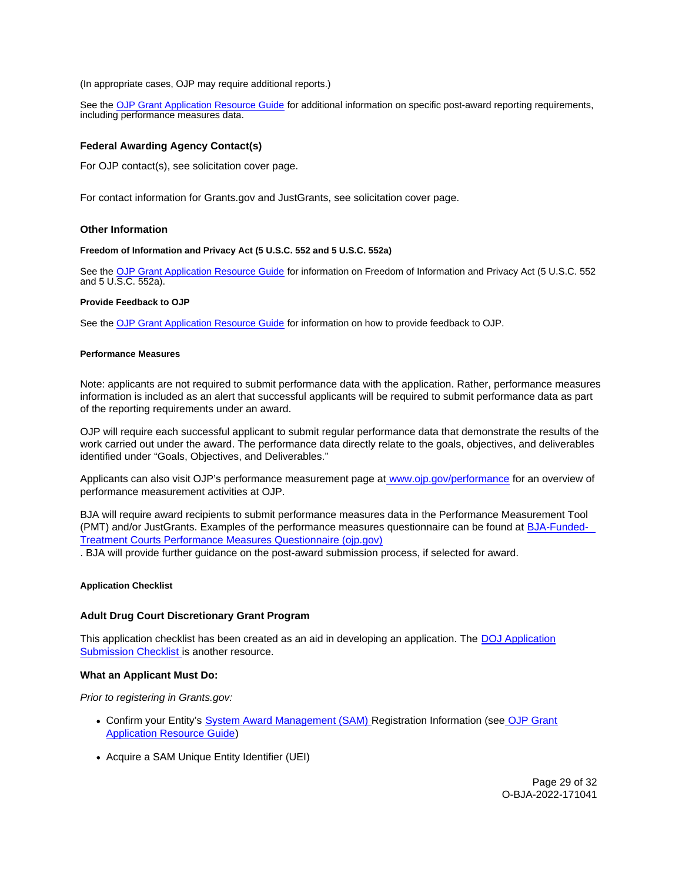(In appropriate cases, OJP may require additional reports.)

See the OJP Grant Application Resource Guide for additional information on specific post-award reporting requirements, including performance measures data.

### Federal Awarding Agency Contact(s)

For OJP contact(s), see solicitation cover page.

For contact information for Grants.gov and JustGrants, see solicitation cover page.

### Other Information

#### Freedom of Information and Privacy Act (5 U.S.C. 552 and 5 U.S.C. 552a)

See the OJP Grant Application Resource Guide for information on Freedom of Information and Privacy Act (5 U.S.C. 552 and 5 U.S.C. 552a).

#### Provide Feedback to OJP

See the OJP Grant Application Resource Guide for information on how to provide feedback to OJP.

#### Performance Measures

Note: applicants are not required to submit performance data with the application. Rather, performance measures information is included as an alert that successful applicants will be required to submit performance data as part of the reporting requirements under an award.

OJP will require each successful applicant to submit regular performance data that demonstrate the results of the work carried out under the award. The performance data directly relate to the goals, objectives, and deliverables identified under "Goals, Objectives, and Deliverables."

Applicants can also visit OJP's performance measurement page at www.ojp.gov/performance for an overview of performance measurement activities at OJP.

BJA will require award recipients to submit performance measures data in the Performance Measurement Tool (PMT) and/or JustGrants. Examples of the performance measures questionnaire can be found at BJA-Funded-Treatment Courts Performance Measures Questionnaire (ojp.gov)

. BJA will provide further guidance on the post-award submission process, if selected for award.

#### Application Checklist

### Adult Drug Court Discretionary Grant Program

This application checklist has been created as an aid in developing an application. The DOJ Application Submission Checklist is another resource.

### What an Applicant Must Do:

*Prior to registering in Grants.gov:*

- Confirm your Entity's System Award Management (SAM) Registration Information (see OJP Grant Application Resource Guide)
- Acquire a SAM Unique Entity Identifier (UEI)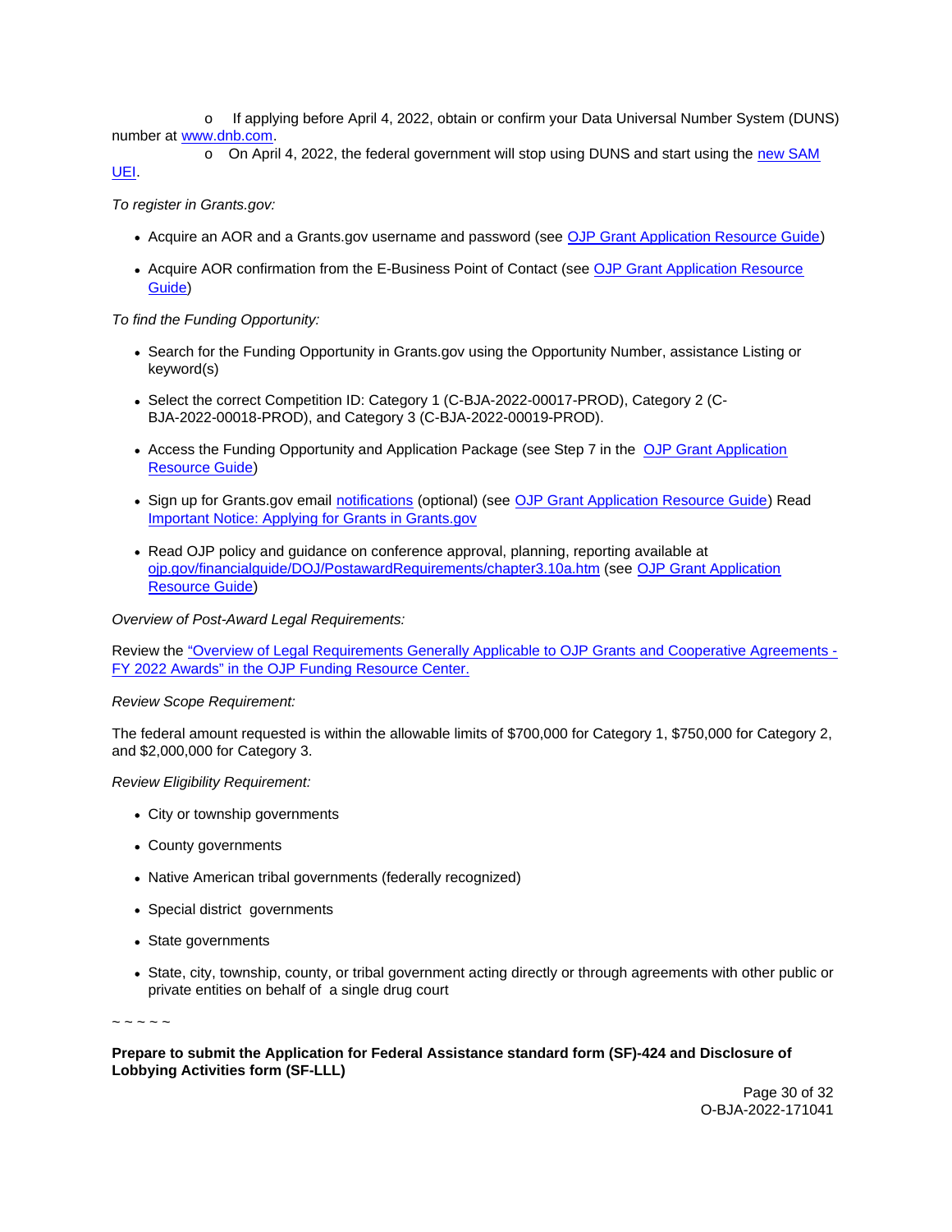- If applying before April 4, 2022, obtain or confirm your Data Universal Number System (DUNS) number at www.dnb.com.
- On April 4, 2022, the federal government will stop using DUNS and start using the new SAM UEI.

*To register in Grants.gov:*

- Acquire an AOR and a Grants.gov username and password (see OJP Grant Application Resource Guide)
- Acquire AOR confirmation from the E-Business Point of Contact (see OJP Grant Application Resource Guide)

*To find the Funding Opportunity:*

- Search for the Funding Opportunity in Grants.gov using the Opportunity Number, assistance Listing or keyword(s)
- Select the correct Competition ID: Category 1 (C-BJA-2022-00017-PROD), Category 2 (C-BJA-2022-00018-PROD), and Category 3 (C-BJA-2022-00019-PROD).
- Access the Funding Opportunity and Application Package (see Step 7 in the OJP Grant Application Resource Guide)
- Sign up for Grants.gov email notifications (optional) (see OJP Grant Application Resource Guide) Read Important Notice: Applying for Grants in Grants.gov
- Read OJP policy and guidance on conference approval, planning, reporting available at ojp.gov/financialguide/DOJ/PostawardRequirements/chapter3.10a.htm (see OJP Grant Application Resource Guide)

*Overview of Post-Award Legal Requirements:*

Review the "Overview of Legal Requirements Generally Applicable to OJP Grants and Cooperative Agreements - FY 2022 Awards" in the OJP Funding Resource Center.

*Review Scope Requirement:*

The federal amount requested is within the allowable limits of $700,000 for Category 1, $750,000 for Category 2, and $2,000,000 for Category 3.

*Review Eligibility Requirement:*

- City or township governments
- County governments
- Native American tribal governments (federally recognized)
- Special district governments
- State governments
- State, city, township, county, or tribal government acting directly or through agreements with other public or private entities on behalf of a single drug court

~ ~ ~ ~ ~

**Prepare to submit the Application for Federal Assistance standard form (SF)-424 and Disclosure of Lobbying Activities form (SF-LLL)**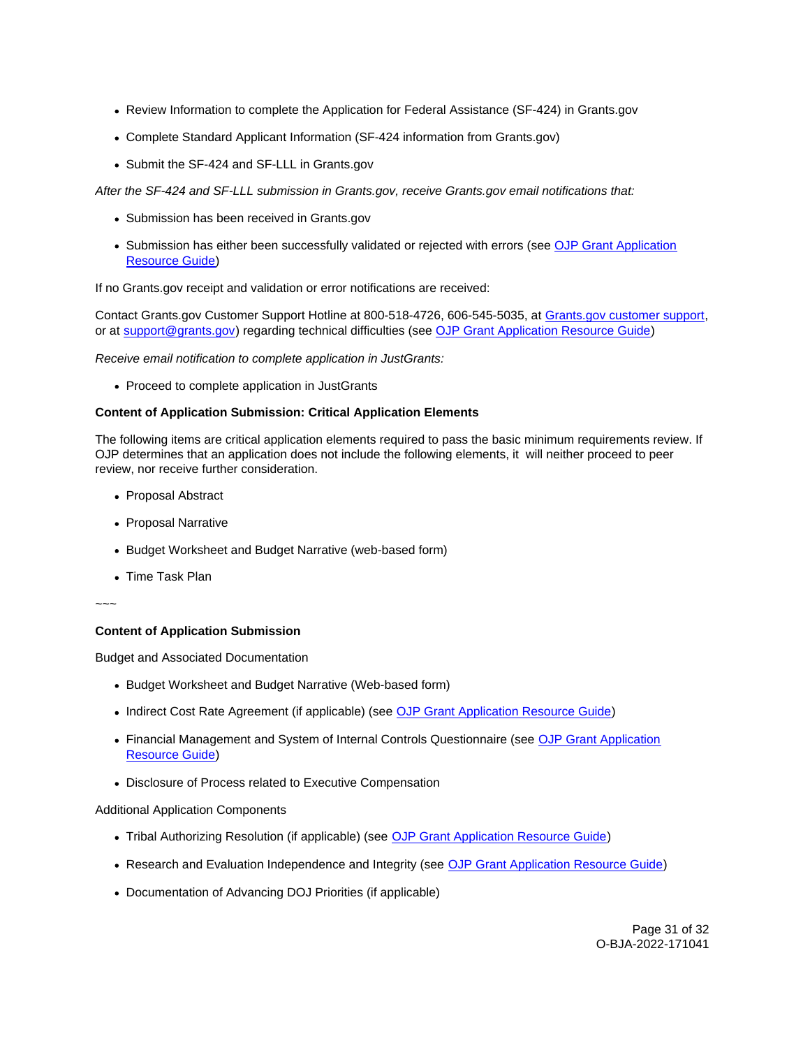- Review Information to complete the Application for Federal Assistance (SF-424) in Grants.gov
- Complete Standard Applicant Information (SF-424 information from Grants.gov)
- Submit the SF-424 and SF-LLL in Grants.gov

*After the SF-424 and SF-LLL submission in Grants.gov, receive Grants.gov email notifications that:*

- Submission has been received in Grants.gov
- Submission has either been successfully validated or rejected with errors (see OJP Grant Application Resource Guide)

If no Grants.gov receipt and validation or error notifications are received:

Contact Grants.gov Customer Support Hotline at 800-518-4726, 606-545-5035, at Grants.gov customer support, or at support@grants.gov) regarding technical difficulties (see OJP Grant Application Resource Guide)

*Receive email notification to complete application in JustGrants:*

- Proceed to complete application in JustGrants

**Content of Application Submission: Critical Application Elements**

The following items are critical application elements required to pass the basic minimum requirements review. If OJP determines that an application does not include the following elements, it will neither proceed to peer review, nor receive further consideration.

- Proposal Abstract
- Proposal Narrative
- Budget Worksheet and Budget Narrative (web-based form)
- Time Task Plan

~~~

**Content of Application Submission**

Budget and Associated Documentation

- Budget Worksheet and Budget Narrative (Web-based form)
- Indirect Cost Rate Agreement (if applicable) (see OJP Grant Application Resource Guide)
- Financial Management and System of Internal Controls Questionnaire (see OJP Grant Application Resource Guide)
- Disclosure of Process related to Executive Compensation

Additional Application Components

- Tribal Authorizing Resolution (if applicable) (see OJP Grant Application Resource Guide)
- Research and Evaluation Independence and Integrity (see OJP Grant Application Resource Guide)
- Documentation of Advancing DOJ Priorities (if applicable)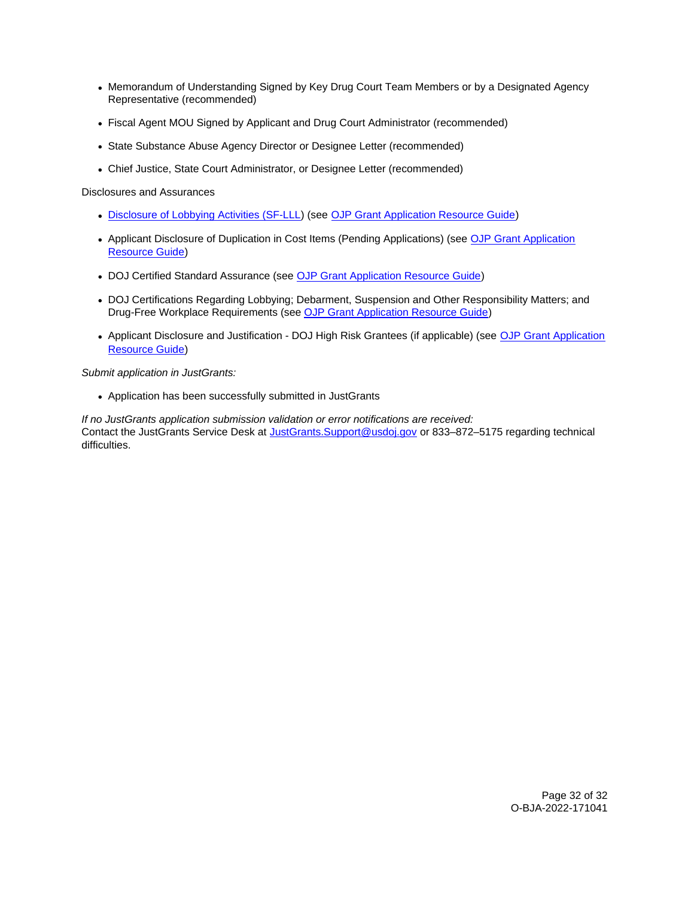- Memorandum of Understanding Signed by Key Drug Court Team Members or by a Designated Agency Representative (recommended)
- Fiscal Agent MOU Signed by Applicant and Drug Court Administrator (recommended)
- State Substance Abuse Agency Director or Designee Letter (recommended)
- Chief Justice, State Court Administrator, or Designee Letter (recommended)

Disclosures and Assurances

- Disclosure of Lobbying Activities (SF-LLL) (see OJP Grant Application Resource Guide)
- Applicant Disclosure of Duplication in Cost Items (Pending Applications) (see OJP Grant Application Resource Guide)
- DOJ Certified Standard Assurance (see OJP Grant Application Resource Guide)
- DOJ Certifications Regarding Lobbying; Debarment, Suspension and Other Responsibility Matters; and Drug-Free Workplace Requirements (see OJP Grant Application Resource Guide)
- Applicant Disclosure and Justification - DOJ High Risk Grantees (if applicable) (see OJP Grant Application Resource Guide)

*Submit application in JustGrants:*

- Application has been successfully submitted in JustGrants

*If no JustGrants application submission validation or error notifications are received:*
Contact the JustGrants Service Desk at JustGrants.Support@usdoj.gov or 833–872–5175 regarding technical difficulties.